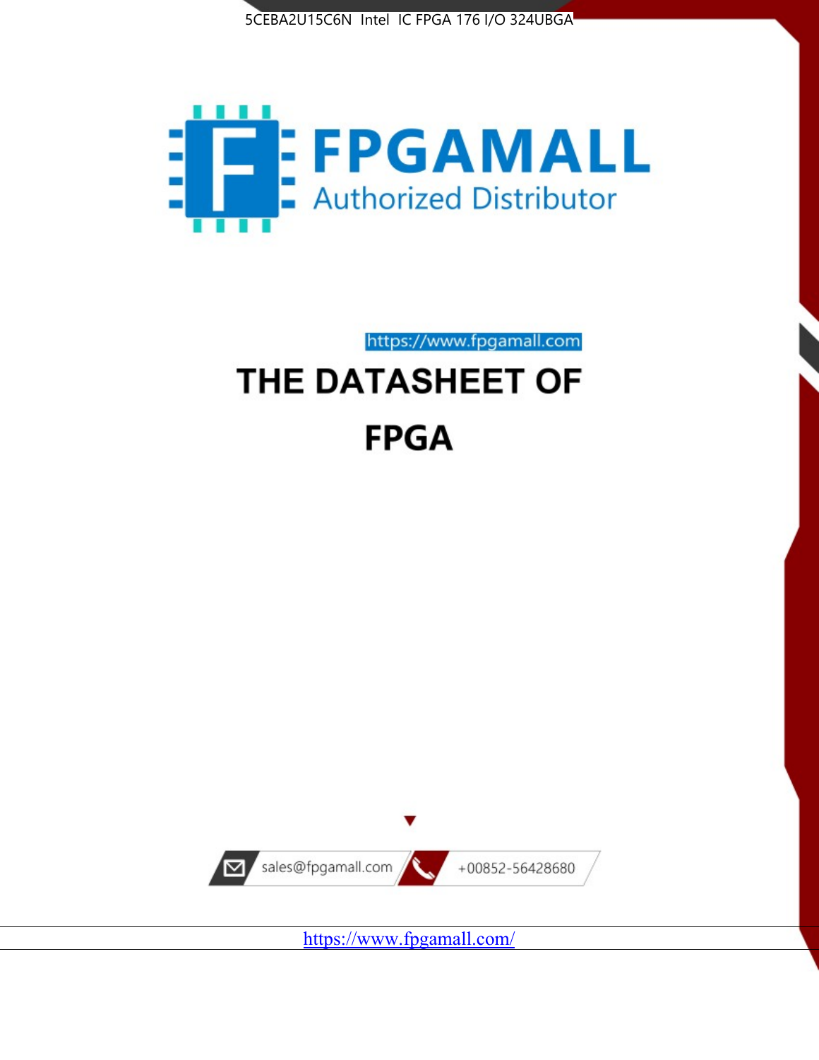5CEBA2U15C6N Intel IC FPGA 176 I/O 324UBGA

FPGAMALL

Authorized Distributor

https://www.fpgamall.com

# THE DATASHEET OF

# FPGA

sales@fpgamall.com

+00852-56428680

https://www.fpgamall.com/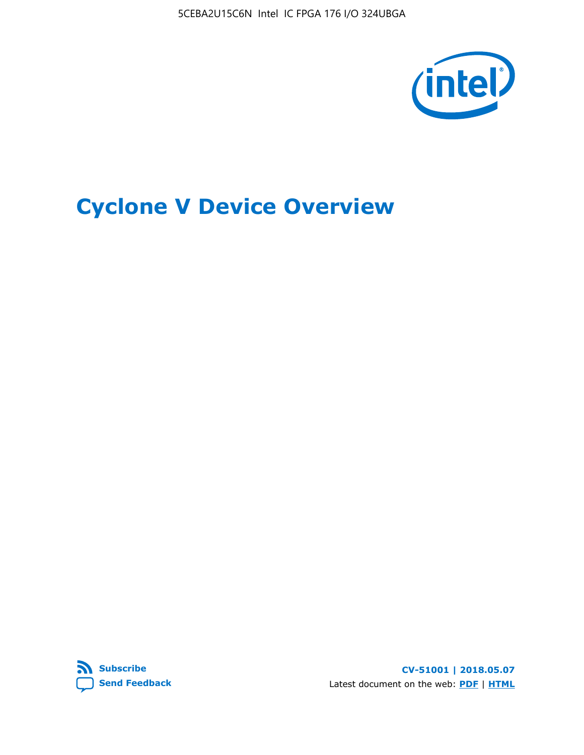# Cyclone V Device Overview

CV-51001 | 2018.05.07

Latest document on the web: PDF | HTML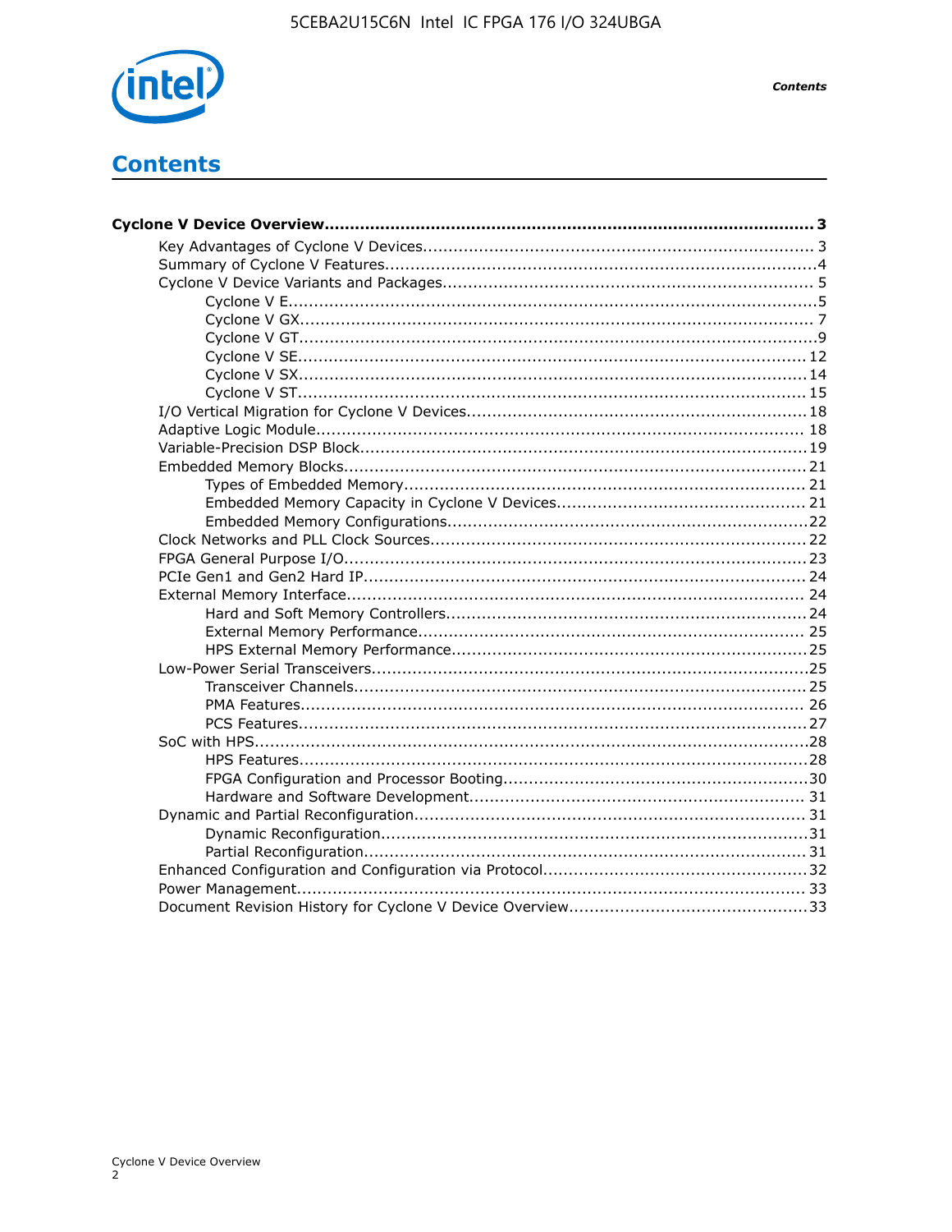# Contents

**Cyclone V Device Overview................................................................................................3**

- Key Advantages of Cyclone V Devices.............................................................................3
- Summary of Cyclone V Features.....................................................................................4
- Cyclone V Device Variants and Packages.........................................................................5
  - Cyclone V E.......................................................................................................5
  - Cyclone V GX.....................................................................................................7
  - Cyclone V GT.....................................................................................................9
  - Cyclone V SE....................................................................................................12
  - Cyclone V SX....................................................................................................14
  - Cyclone V ST....................................................................................................15
- I/O Vertical Migration for Cyclone V Devices...................................................................18
- Adaptive Logic Module................................................................................................18
- Variable-Precision DSP Block........................................................................................19
- Embedded Memory Blocks...........................................................................................21
  - Types of Embedded Memory...............................................................................21
  - Embedded Memory Capacity in Cyclone V Devices.................................................21
  - Embedded Memory Configurations.......................................................................22
- Clock Networks and PLL Clock Sources..........................................................................22
- FPGA General Purpose I/O...........................................................................................23
- PCIe Gen1 and Gen2 Hard IP.......................................................................................24
- External Memory Interface..........................................................................................24
  - Hard and Soft Memory Controllers.......................................................................24
  - External Memory Performance............................................................................25
  - HPS External Memory Performance......................................................................25
- Low-Power Serial Transceivers.....................................................................................25
  - Transceiver Channels.........................................................................................25
  - PMA Features...................................................................................................26
  - PCS Features....................................................................................................27
- SoC with HPS.............................................................................................................28
  - HPS Features....................................................................................................28
  - FPGA Configuration and Processor Booting............................................................30
  - Hardware and Software Development..................................................................31
- Dynamic and Partial Reconfiguration.............................................................................31
  - Dynamic Reconfiguration....................................................................................31
  - Partial Reconfiguration.......................................................................................31
- Enhanced Configuration and Configuration via Protocol...................................................32
- Power Management....................................................................................................33
- Document Revision History for Cyclone V Device Overview...............................................33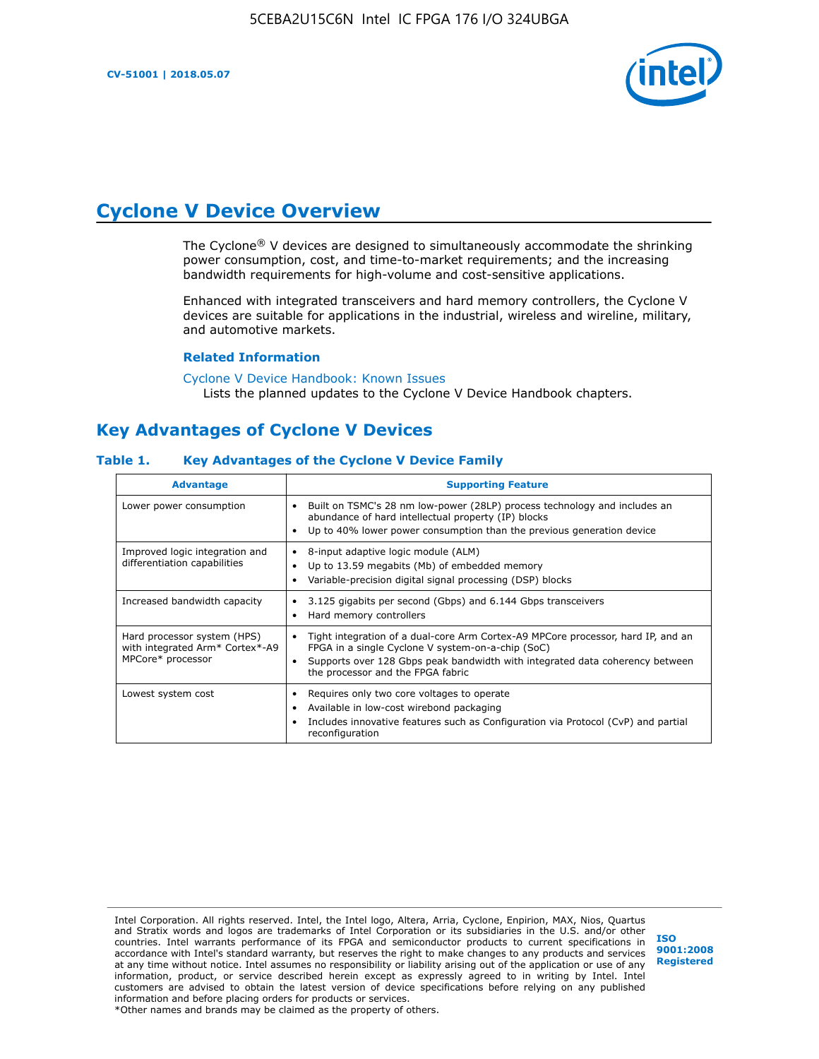# Cyclone V Device Overview

The Cyclone® V devices are designed to simultaneously accommodate the shrinking power consumption, cost, and time-to-market requirements; and the increasing bandwidth requirements for high-volume and cost-sensitive applications.

Enhanced with integrated transceivers and hard memory controllers, the Cyclone V devices are suitable for applications in the industrial, wireless and wireline, military, and automotive markets.

### Related Information

Cyclone V Device Handbook: Known Issues
Lists the planned updates to the Cyclone V Device Handbook chapters.

## Key Advantages of Cyclone V Devices

**Table 1. Key Advantages of the Cyclone V Device Family**

| Advantage | Supporting Feature |
| --- | --- |
| Lower power consumption | • Built on TSMC's 28 nm low-power (28LP) process technology and includes an abundance of hard intellectual property (IP) blocks<br>• Up to 40% lower power consumption than the previous generation device |
| Improved logic integration and differentiation capabilities | • 8-input adaptive logic module (ALM)<br>• Up to 13.59 megabits (Mb) of embedded memory<br>• Variable-precision digital signal processing (DSP) blocks |
| Increased bandwidth capacity | • 3.125 gigabits per second (Gbps) and 6.144 Gbps transceivers<br>• Hard memory controllers |
| Hard processor system (HPS) with integrated Arm* Cortex*-A9 MPCore* processor | • Tight integration of a dual-core Arm Cortex-A9 MPCore processor, hard IP, and an FPGA in a single Cyclone V system-on-a-chip (SoC)<br>• Supports over 128 Gbps peak bandwidth with integrated data coherency between the processor and the FPGA fabric |
| Lowest system cost | • Requires only two core voltages to operate<br>• Available in low-cost wirebond packaging<br>• Includes innovative features such as Configuration via Protocol (CvP) and partial reconfiguration |

Intel Corporation. All rights reserved. Intel, the Intel logo, Altera, Arria, Cyclone, Enpirion, MAX, Nios, Quartus and Stratix words and logos are trademarks of Intel Corporation or its subsidiaries in the U.S. and/or other countries. Intel warrants performance of its FPGA and semiconductor products to current specifications in accordance with Intel's standard warranty, but reserves the right to make changes to any products and services at any time without notice. Intel assumes no responsibility or liability arising out of the application or use of any information, product, or service described herein except as expressly agreed to in writing by Intel. Intel customers are advised to obtain the latest version of device specifications before relying on any published information and before placing orders for products or services.
*Other names and brands may be claimed as the property of others.

ISO 9001:2008 Registered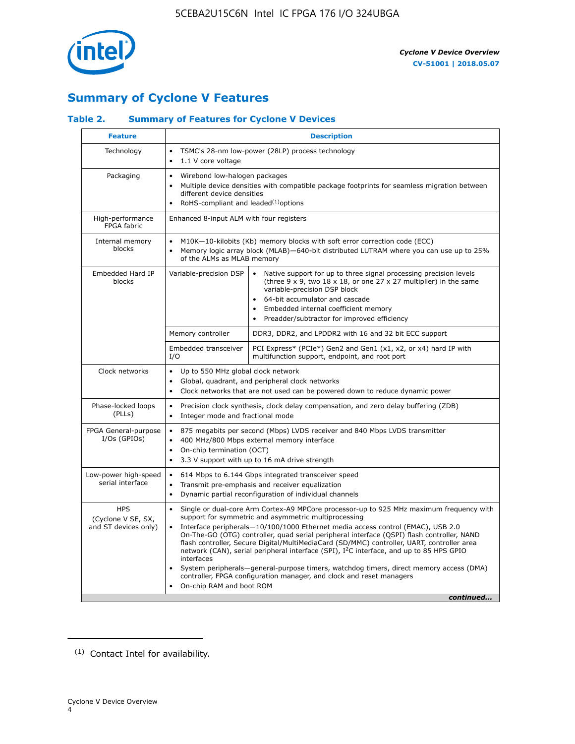## Summary of Cyclone V Features

### Table 2. Summary of Features for Cyclone V Devices

| Feature | Description | |
|---|---|---|
| Technology | • TSMC's 28-nm low-power (28LP) process technology<br>• 1.1 V core voltage | |
| Packaging | • Wirebond low-halogen packages<br>• Multiple device densities with compatible package footprints for seamless migration between different device densities<br>• RoHS-compliant and leaded[1] options | |
| High-performance FPGA fabric | Enhanced 8-input ALM with four registers | |
| Internal memory blocks | • M10K—10-kilobits (Kb) memory blocks with soft error correction code (ECC)<br>• Memory logic array block (MLAB)—640-bit distributed LUTRAM where you can use up to 25% of the ALMs as MLAB memory | |
| Embedded Hard IP blocks | Variable-precision DSP | • Native support for up to three signal processing precision levels (three 9 x 9, two 18 x 18, or one 27 x 27 multiplier) in the same variable-precision DSP block<br>• 64-bit accumulator and cascade<br>• Embedded internal coefficient memory<br>• Preadder/subtractor for improved efficiency |
| | Memory controller | DDR3, DDR2, and LPDDR2 with 16 and 32 bit ECC support |
| | Embedded transceiver I/O | PCI Express* (PCIe*) Gen2 and Gen1 (x1, x2, or x4) hard IP with multifunction support, endpoint, and root port |
| Clock networks | • Up to 550 MHz global clock network<br>• Global, quadrant, and peripheral clock networks<br>• Clock networks that are not used can be powered down to reduce dynamic power | |
| Phase-locked loops (PLLs) | • Precision clock synthesis, clock delay compensation, and zero delay buffering (ZDB)<br>• Integer mode and fractional mode | |
| FPGA General-purpose I/Os (GPIOs) | • 875 megabits per second (Mbps) LVDS receiver and 840 Mbps LVDS transmitter<br>• 400 MHz/800 Mbps external memory interface<br>• On-chip termination (OCT)<br>• 3.3 V support with up to 16 mA drive strength | |
| Low-power high-speed serial interface | • 614 Mbps to 6.144 Gbps integrated transceiver speed<br>• Transmit pre-emphasis and receiver equalization<br>• Dynamic partial reconfiguration of individual channels | |
| HPS (Cyclone V SE, SX, and ST devices only) | • Single or dual-core Arm Cortex-A9 MPCore processor-up to 925 MHz maximum frequency with support for symmetric and asymmetric multiprocessing<br>• Interface peripherals—10/100/1000 Ethernet media access control (EMAC), USB 2.0 On-The-GO (OTG) controller, quad serial peripheral interface (QSPI) flash controller, NAND flash controller, Secure Digital/MultiMediaCard (SD/MMC) controller, UART, controller area network (CAN), serial peripheral interface (SPI), I$^2$C interface, and up to 85 HPS GPIO interfaces<br>• System peripherals—general-purpose timers, watchdog timers, direct memory access (DMA) controller, FPGA configuration manager, and clock and reset managers<br>• On-chip RAM and boot ROM | |

*continued...*

(1) Contact Intel for availability.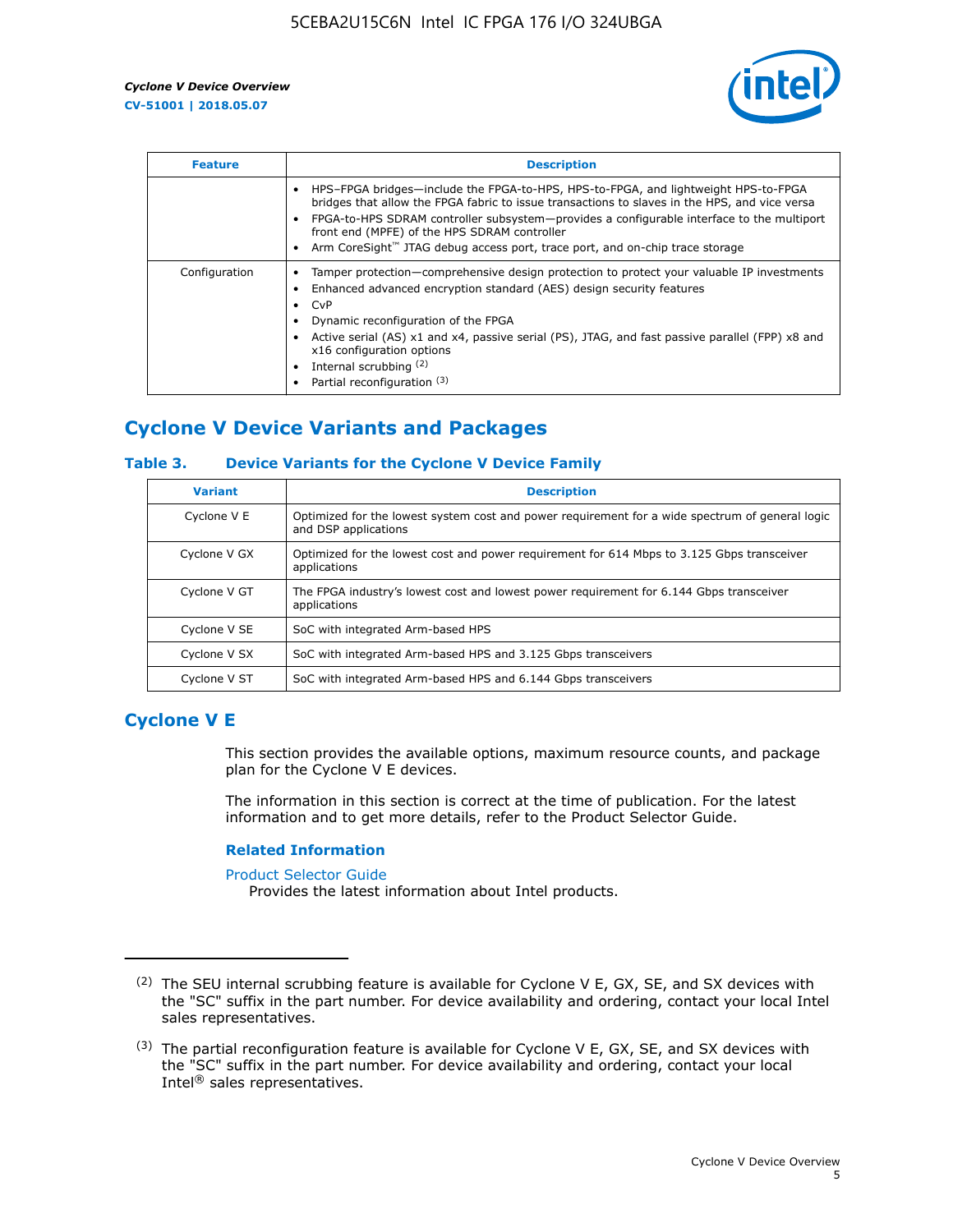| Feature | Description |
| --- | --- |
| | • HPS–FPGA bridges—include the FPGA-to-HPS, HPS-to-FPGA, and lightweight HPS-to-FPGA bridges that allow the FPGA fabric to issue transactions to slaves in the HPS, and vice versa<br>• FPGA-to-HPS SDRAM controller subsystem—provides a configurable interface to the multiport front end (MPFE) of the HPS SDRAM controller<br>• Arm CoreSight™ JTAG debug access port, trace port, and on-chip trace storage |
| Configuration | • Tamper protection—comprehensive design protection to protect your valuable IP investments<br>• Enhanced advanced encryption standard (AES) design security features<br>• CvP<br>• Dynamic reconfiguration of the FPGA<br>• Active serial (AS) x1 and x4, passive serial (PS), JTAG, and fast passive parallel (FPP) x8 and x16 configuration options<br>• Internal scrubbing [(2)]<br>• Partial reconfiguration [(3)] |

## Cyclone V Device Variants and Packages

### Table 3. Device Variants for the Cyclone V Device Family

| Variant | Description |
| --- | --- |
| Cyclone V E | Optimized for the lowest system cost and power requirement for a wide spectrum of general logic and DSP applications |
| Cyclone V GX | Optimized for the lowest cost and power requirement for 614 Mbps to 3.125 Gbps transceiver applications |
| Cyclone V GT | The FPGA industry's lowest cost and lowest power requirement for 6.144 Gbps transceiver applications |
| Cyclone V SE | SoC with integrated Arm-based HPS |
| Cyclone V SX | SoC with integrated Arm-based HPS and 3.125 Gbps transceivers |
| Cyclone V ST | SoC with integrated Arm-based HPS and 6.144 Gbps transceivers |

## Cyclone V E

This section provides the available options, maximum resource counts, and package plan for the Cyclone V E devices.

The information in this section is correct at the time of publication. For the latest information and to get more details, refer to the Product Selector Guide.

### Related Information

Product Selector Guide
Provides the latest information about Intel products.

---

(2) The SEU internal scrubbing feature is available for Cyclone V E, GX, SE, and SX devices with the "SC" suffix in the part number. For device availability and ordering, contact your local Intel sales representatives.

(3) The partial reconfiguration feature is available for Cyclone V E, GX, SE, and SX devices with the "SC" suffix in the part number. For device availability and ordering, contact your local Intel® sales representatives.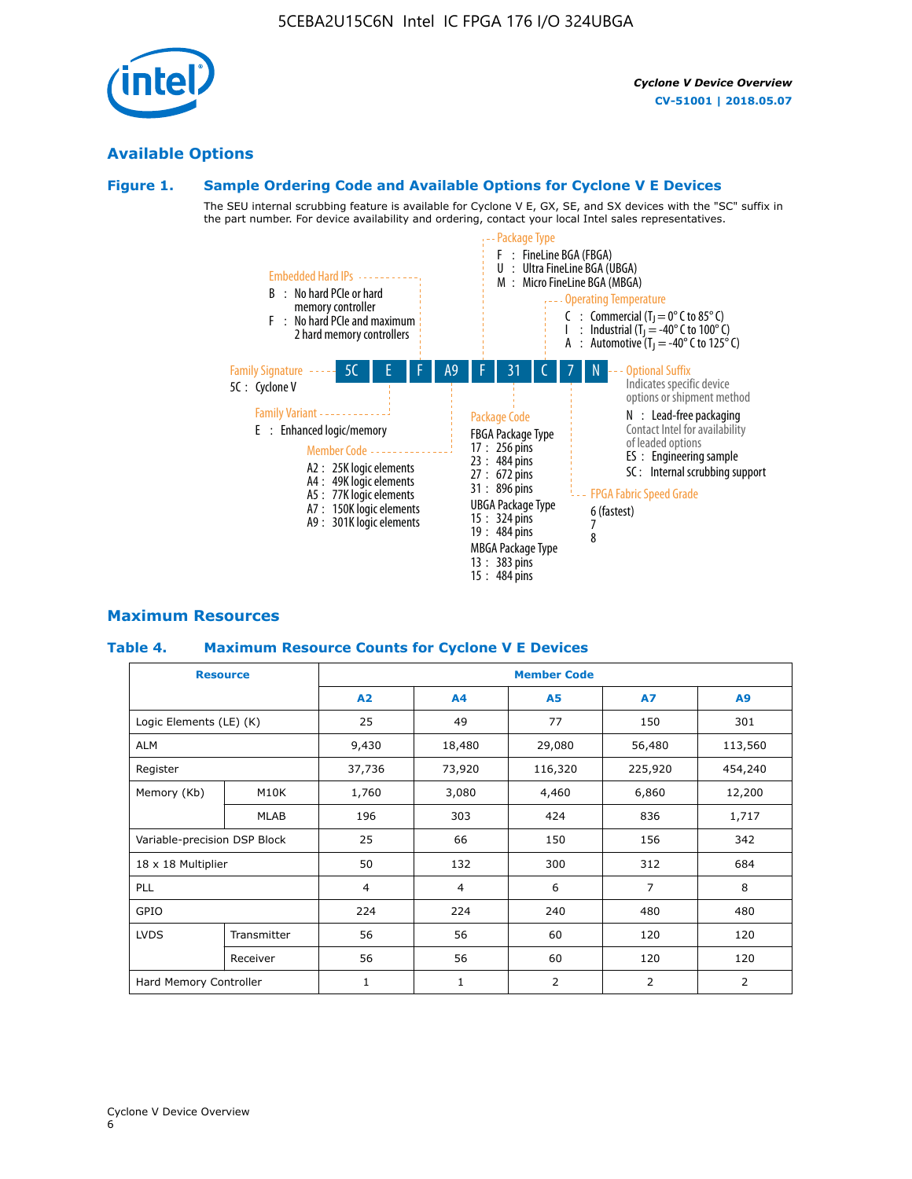## Available Options

### Figure 1. Sample Ordering Code and Available Options for Cyclone V E Devices

The SEU internal scrubbing feature is available for Cyclone V E, GX, SE, and SX devices with the "SC" suffix in the part number. For device availability and ordering, contact your local Intel sales representatives.

**5C | E | F | A9 | F | 31 | C | 7 | N**

**Family Signature**
- 5C : Cyclone V

**Family Variant**
- E : Enhanced logic/memory

**Embedded Hard IPs**
- B : No hard PCIe or hard memory controller
- F : No hard PCIe and maximum 2 hard memory controllers

**Member Code**
- A2 : 25K logic elements
- A4 : 49K logic elements
- A5 : 77K logic elements
- A7 : 150K logic elements
- A9 : 301K logic elements

**Package Type**
- F : FineLine BGA (FBGA)
- U : Ultra FineLine BGA (UBGA)
- M : Micro FineLine BGA (MBGA)

**Package Code**

FBGA Package Type
- 17 : 256 pins
- 23 : 484 pins
- 27 : 672 pins
- 31 : 896 pins

UBGA Package Type
- 15 : 324 pins
- 19 : 484 pins

MBGA Package Type
- 13 : 383 pins
- 15 : 484 pins

**Operating Temperature**
- C : Commercial ($T_J$ = 0° C to 85° C)
- I : Industrial ($T_J$ = -40° C to 100° C)
- A : Automotive ($T_J$ = -40° C to 125° C)

**FPGA Fabric Speed Grade**
- 6 (fastest)
- 7
- 8

**Optional Suffix**

Indicates specific device options or shipment method
- N : Lead-free packaging

Contact Intel for availability of leaded options
- ES : Engineering sample
- SC : Internal scrubbing support

## Maximum Resources

### Table 4. Maximum Resource Counts for Cyclone V E Devices

| Resource | | Member Code | | | | |
|---|---|---|---|---|---|---|
| | | A2 | A4 | A5 | A7 | A9 |
| Logic Elements (LE) (K) | | 25 | 49 | 77 | 150 | 301 |
| ALM | | 9,430 | 18,480 | 29,080 | 56,480 | 113,560 |
| Register | | 37,736 | 73,920 | 116,320 | 225,920 | 454,240 |
| Memory (Kb) | M10K | 1,760 | 3,080 | 4,460 | 6,860 | 12,200 |
| | MLAB | 196 | 303 | 424 | 836 | 1,717 |
| Variable-precision DSP Block | | 25 | 66 | 150 | 156 | 342 |
| 18 x 18 Multiplier | | 50 | 132 | 300 | 312 | 684 |
| PLL | | 4 | 4 | 6 | 7 | 8 |
| GPIO | | 224 | 224 | 240 | 480 | 480 |
| LVDS | Transmitter | 56 | 56 | 60 | 120 | 120 |
| | Receiver | 56 | 56 | 60 | 120 | 120 |
| Hard Memory Controller | | 1 | 1 | 2 | 2 | 2 |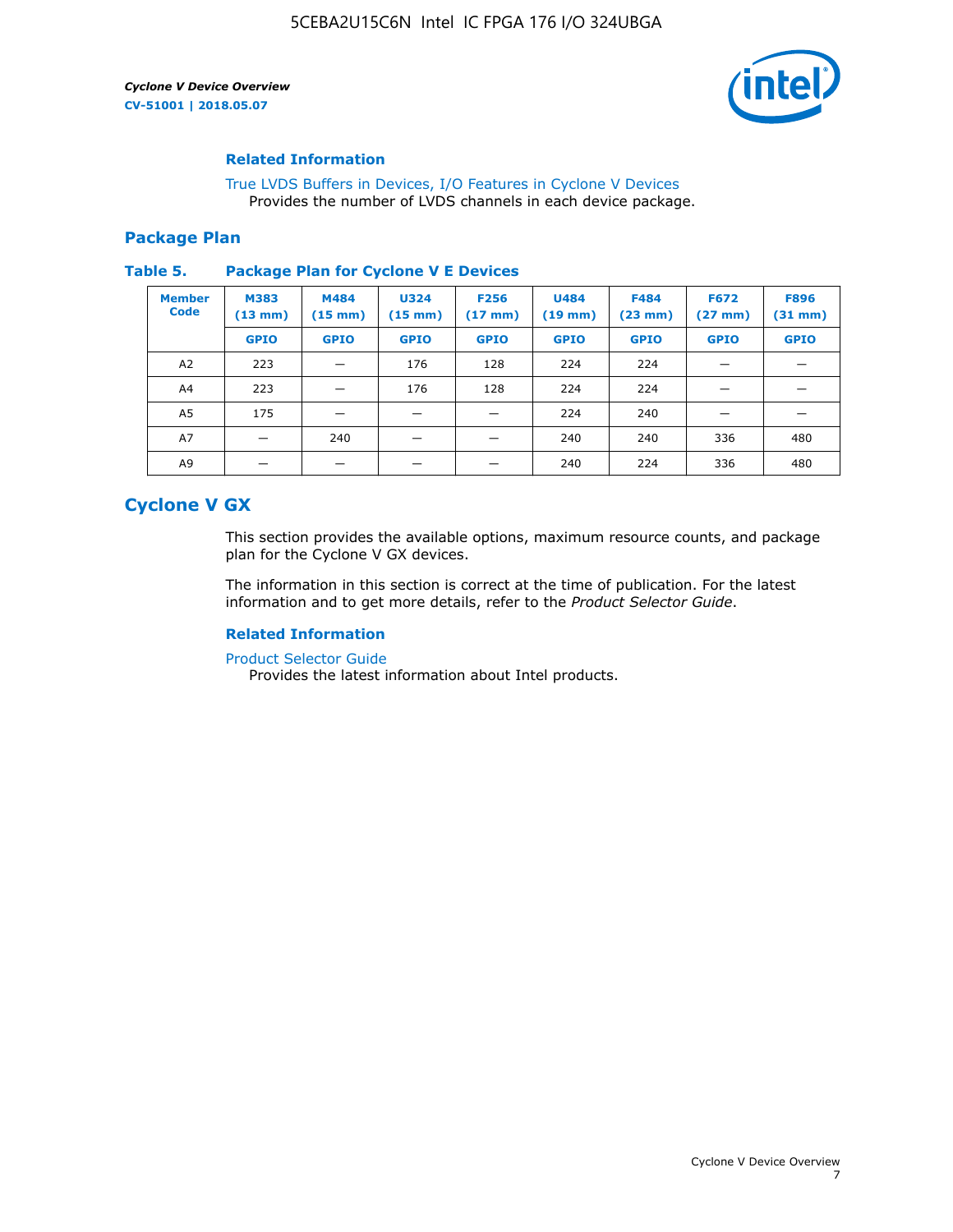#### Related Information

True LVDS Buffers in Devices, I/O Features in Cyclone V Devices
Provides the number of LVDS channels in each device package.

### Package Plan

**Table 5. Package Plan for Cyclone V E Devices**

| Member Code | M383 (13 mm) | M484 (15 mm) | U324 (15 mm) | F256 (17 mm) | U484 (19 mm) | F484 (23 mm) | F672 (27 mm) | F896 (31 mm) |
|---|---|---|---|---|---|---|---|---|
| | GPIO | GPIO | GPIO | GPIO | GPIO | GPIO | GPIO | GPIO |
| A2 | 223 | — | 176 | 128 | 224 | 224 | — | — |
| A4 | 223 | — | 176 | 128 | 224 | 224 | — | — |
| A5 | 175 | — | — | — | 224 | 240 | — | — |
| A7 | — | 240 | — | — | 240 | 240 | 336 | 480 |
| A9 | — | — | — | — | 240 | 224 | 336 | 480 |

## Cyclone V GX

This section provides the available options, maximum resource counts, and package plan for the Cyclone V GX devices.

The information in this section is correct at the time of publication. For the latest information and to get more details, refer to the *Product Selector Guide*.

#### Related Information

Product Selector Guide
Provides the latest information about Intel products.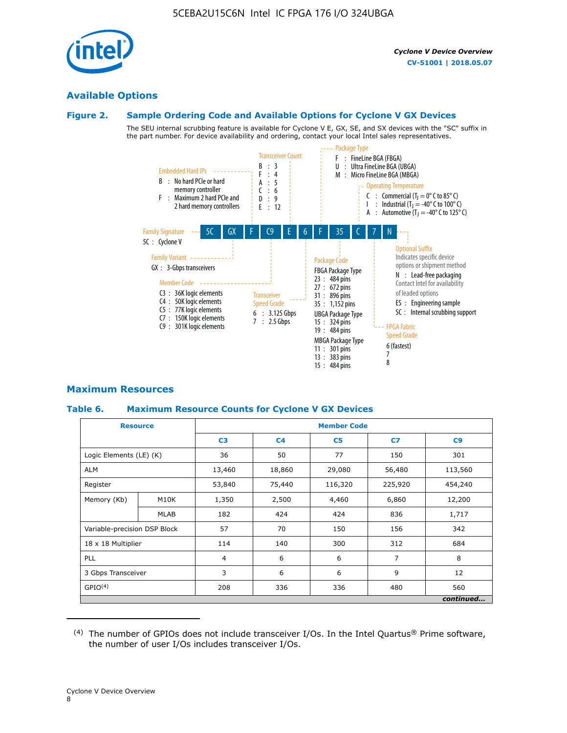## Available Options

### Figure 2. Sample Ordering Code and Available Options for Cyclone V GX Devices

The SEU internal scrubbing feature is available for Cyclone V E, GX, SE, and SX devices with the "SC" suffix in the part number. For device availability and ordering, contact your local Intel sales representatives.

| 5C | GX | F | C9 | E | 6 | F | 35 | C | 7 | N |
|---|---|---|---|---|---|---|---|---|---|---|

**Family Signature**
- 5C : Cyclone V

**Family Variant**
- GX : 3-Gbps transceivers

**Embedded Hard IPs**
- B : No hard PCIe or hard memory controller
- F : Maximum 2 hard PCIe and 2 hard memory controllers

**Member Code**
- C3 : 36K logic elements
- C4 : 50K logic elements
- C5 : 77K logic elements
- C7 : 150K logic elements
- C9 : 301K logic elements

**Transceiver Count**
- B : 3
- F : 4
- A : 5
- C : 6
- D : 9
- E : 12

**Transceiver Speed Grade**
- 6 : 3.125 Gbps
- 7 : 2.5 Gbps

**Package Type**
- F : FineLine BGA (FBGA)
- U : Ultra FineLine BGA (UBGA)
- M : Micro FineLine BGA (MBGA)

**Package Code**

FBGA Package Type
- 23 : 484 pins
- 27 : 672 pins
- 31 : 896 pins
- 35 : 1,152 pins

UBGA Package Type
- 15 : 324 pins
- 19 : 484 pins

MBGA Package Type
- 11 : 301 pins
- 13 : 383 pins
- 15 : 484 pins

**Operating Temperature**
- C : Commercial ($T_J$ = 0° C to 85° C)
- I : Industrial ($T_J$ = -40° C to 100° C)
- A : Automotive ($T_J$ = -40° C to 125° C)

**FPGA Fabric Speed Grade**
- 6 (fastest)
- 7
- 8

**Optional Suffix**

Indicates specific device options or shipment method
- N : Lead-free packaging

Contact Intel for availability of leaded options
- ES : Engineering sample
- SC : Internal scrubbing support

## Maximum Resources

### Table 6. Maximum Resource Counts for Cyclone V GX Devices

| Resource | | Member Code | | | | |
|---|---|---|---|---|---|---|
| | | C3 | C4 | C5 | C7 | C9 |
| Logic Elements (LE) (K) | | 36 | 50 | 77 | 150 | 301 |
| ALM | | 13,460 | 18,860 | 29,080 | 56,480 | 113,560 |
| Register | | 53,840 | 75,440 | 116,320 | 225,920 | 454,240 |
| Memory (Kb) | M10K | 1,350 | 2,500 | 4,460 | 6,860 | 12,200 |
| | MLAB | 182 | 424 | 424 | 836 | 1,717 |
| Variable-precision DSP Block | | 57 | 70 | 150 | 156 | 342 |
| 18 x 18 Multiplier | | 114 | 140 | 300 | 312 | 684 |
| PLL | | 4 | 6 | 6 | 7 | 8 |
| 3 Gbps Transceiver | | 3 | 6 | 6 | 9 | 12 |
| GPIO[4] | | 208 | 336 | 336 | 480 | 560 |

*continued...*

(4) The number of GPIOs does not include transceiver I/Os. In the Intel Quartus® Prime software, the number of user I/Os includes transceiver I/Os.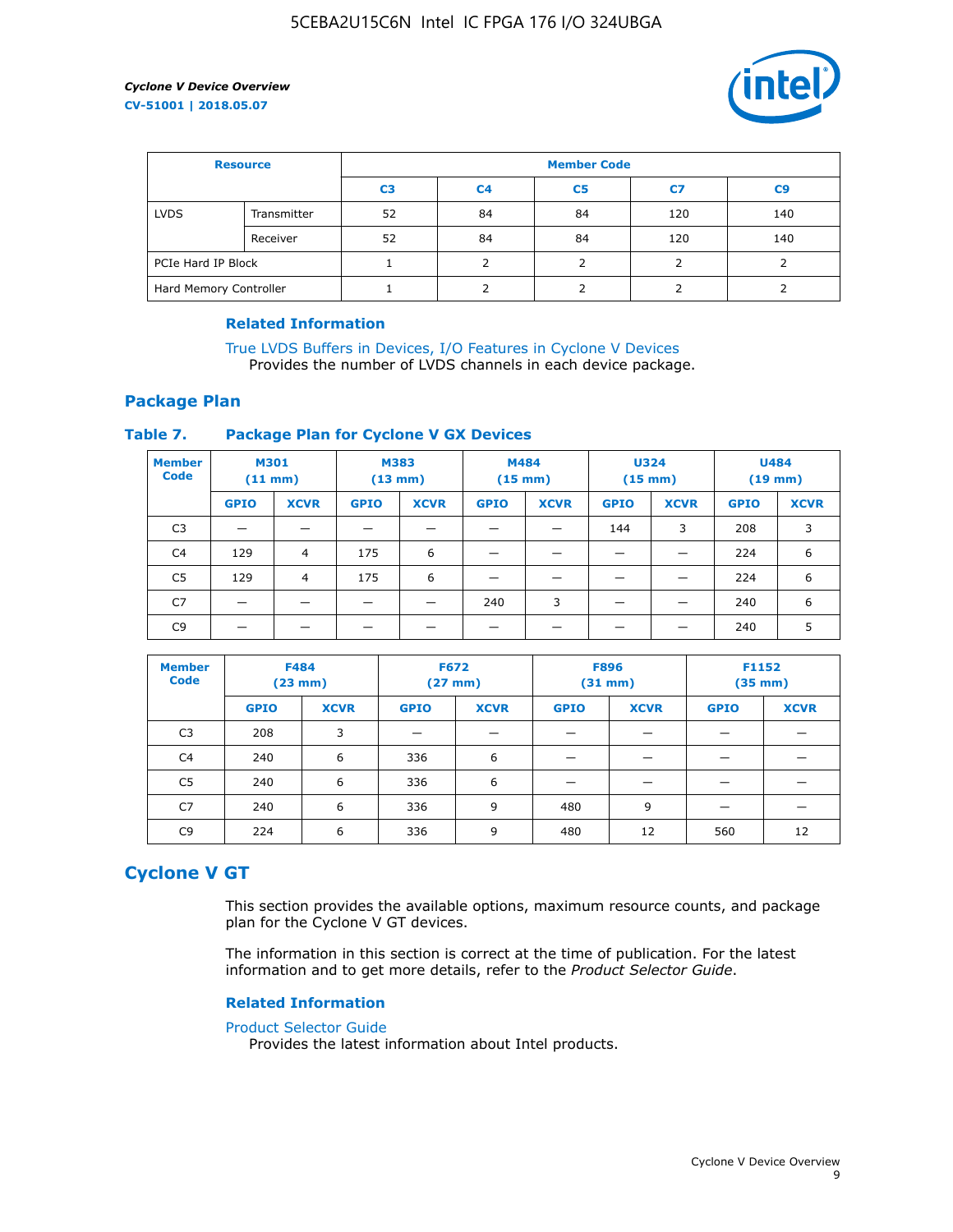| Resource | | Member Code | | | | |
|---|---|---|---|---|---|---|
| | | C3 | C4 | C5 | C7 | C9 |
| LVDS | Transmitter | 52 | 84 | 84 | 120 | 140 |
| | Receiver | 52 | 84 | 84 | 120 | 140 |
| PCIe Hard IP Block | | 1 | 2 | 2 | 2 | 2 |
| Hard Memory Controller | | 1 | 2 | 2 | 2 | 2 |

#### Related Information

True LVDS Buffers in Devices, I/O Features in Cyclone V Devices
Provides the number of LVDS channels in each device package.

## Package Plan

### Table 7. Package Plan for Cyclone V GX Devices

| Member Code | M301 (11 mm) | | M383 (13 mm) | | M484 (15 mm) | | U324 (15 mm) | | U484 (19 mm) | |
|---|---|---|---|---|---|---|---|---|---|---|
| | GPIO | XCVR | GPIO | XCVR | GPIO | XCVR | GPIO | XCVR | GPIO | XCVR |
| C3 | — | — | — | — | — | — | 144 | 3 | 208 | 3 |
| C4 | 129 | 4 | 175 | 6 | — | — | — | — | 224 | 6 |
| C5 | 129 | 4 | 175 | 6 | — | — | — | — | 224 | 6 |
| C7 | — | — | — | — | 240 | 3 | — | — | 240 | 6 |
| C9 | — | — | — | — | — | — | — | — | 240 | 5 |

| Member Code | F484 (23 mm) | | F672 (27 mm) | | F896 (31 mm) | | F1152 (35 mm) | |
|---|---|---|---|---|---|---|---|---|
| | GPIO | XCVR | GPIO | XCVR | GPIO | XCVR | GPIO | XCVR |
| C3 | 208 | 3 | — | — | — | — | — | — |
| C4 | 240 | 6 | 336 | 6 | — | — | — | — |
| C5 | 240 | 6 | 336 | 6 | — | — | — | — |
| C7 | 240 | 6 | 336 | 9 | 480 | 9 | — | — |
| C9 | 224 | 6 | 336 | 9 | 480 | 12 | 560 | 12 |

# Cyclone V GT

This section provides the available options, maximum resource counts, and package plan for the Cyclone V GT devices.

The information in this section is correct at the time of publication. For the latest information and to get more details, refer to the *Product Selector Guide*.

#### Related Information

Product Selector Guide
Provides the latest information about Intel products.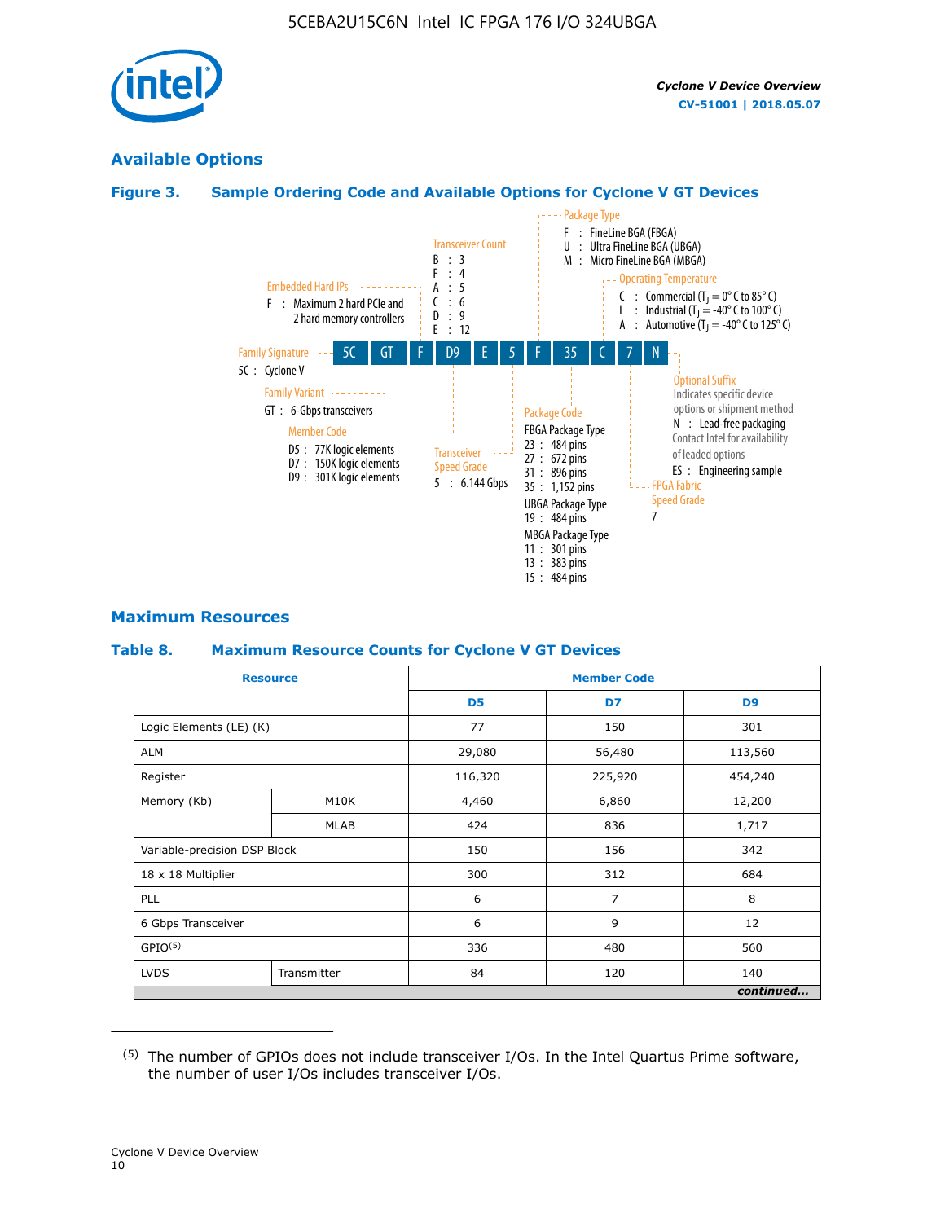## Available Options

### Figure 3. Sample Ordering Code and Available Options for Cyclone V GT Devices

5C GT F D9 E 5 F 35 C 7 N

- **Family Signature**
  - 5C : Cyclone V
- **Family Variant**
  - GT : 6-Gbps transceivers
- **Embedded Hard IPs**
  - F : Maximum 2 hard PCIe and 2 hard memory controllers
- **Member Code**
  - D5 : 77K logic elements
  - D7 : 150K logic elements
  - D9 : 301K logic elements
- **Transceiver Count**
  - B : 3
  - F : 4
  - A : 5
  - C : 6
  - D : 9
  - E : 12
- **Transceiver Speed Grade**
  - 5 : 6.144 Gbps
- **Package Type**
  - F : FineLine BGA (FBGA)
  - U : Ultra FineLine BGA (UBGA)
  - M : Micro FineLine BGA (MBGA)
- **Package Code**
  - FBGA Package Type
    - 23 : 484 pins
    - 27 : 672 pins
    - 31 : 896 pins
    - 35 : 1,152 pins
  - UBGA Package Type
    - 19 : 484 pins
  - MBGA Package Type
    - 11 : 301 pins
    - 13 : 383 pins
    - 15 : 484 pins
- **Operating Temperature**
  - C : Commercial ($T_J$ = 0° C to 85° C)
  - I : Industrial ($T_J$ = -40° C to 100° C)
  - A : Automotive ($T_J$ = -40° C to 125° C)
- **FPGA Fabric Speed Grade**
  - 7
- **Optional Suffix**
  - Indicates specific device options or shipment method
  - N : Lead-free packaging
  - Contact Intel for availability of leaded options
  - ES : Engineering sample

## Maximum Resources

### Table 8. Maximum Resource Counts for Cyclone V GT Devices

| Resource | | Member Code | | |
|---|---|---|---|---|
| | | D5 | D7 | D9 |
| Logic Elements (LE) (K) | | 77 | 150 | 301 |
| ALM | | 29,080 | 56,480 | 113,560 |
| Register | | 116,320 | 225,920 | 454,240 |
| Memory (Kb) | M10K | 4,460 | 6,860 | 12,200 |
| | MLAB | 424 | 836 | 1,717 |
| Variable-precision DSP Block | | 150 | 156 | 342 |
| 18 x 18 Multiplier | | 300 | 312 | 684 |
| PLL | | 6 | 7 | 8 |
| 6 Gbps Transceiver | | 6 | 9 | 12 |
| GPIO[(5)] | | 336 | 480 | 560 |
| LVDS | Transmitter | 84 | 120 | 140 |

*continued...*

(5) The number of GPIOs does not include transceiver I/Os. In the Intel Quartus Prime software, the number of user I/Os includes transceiver I/Os.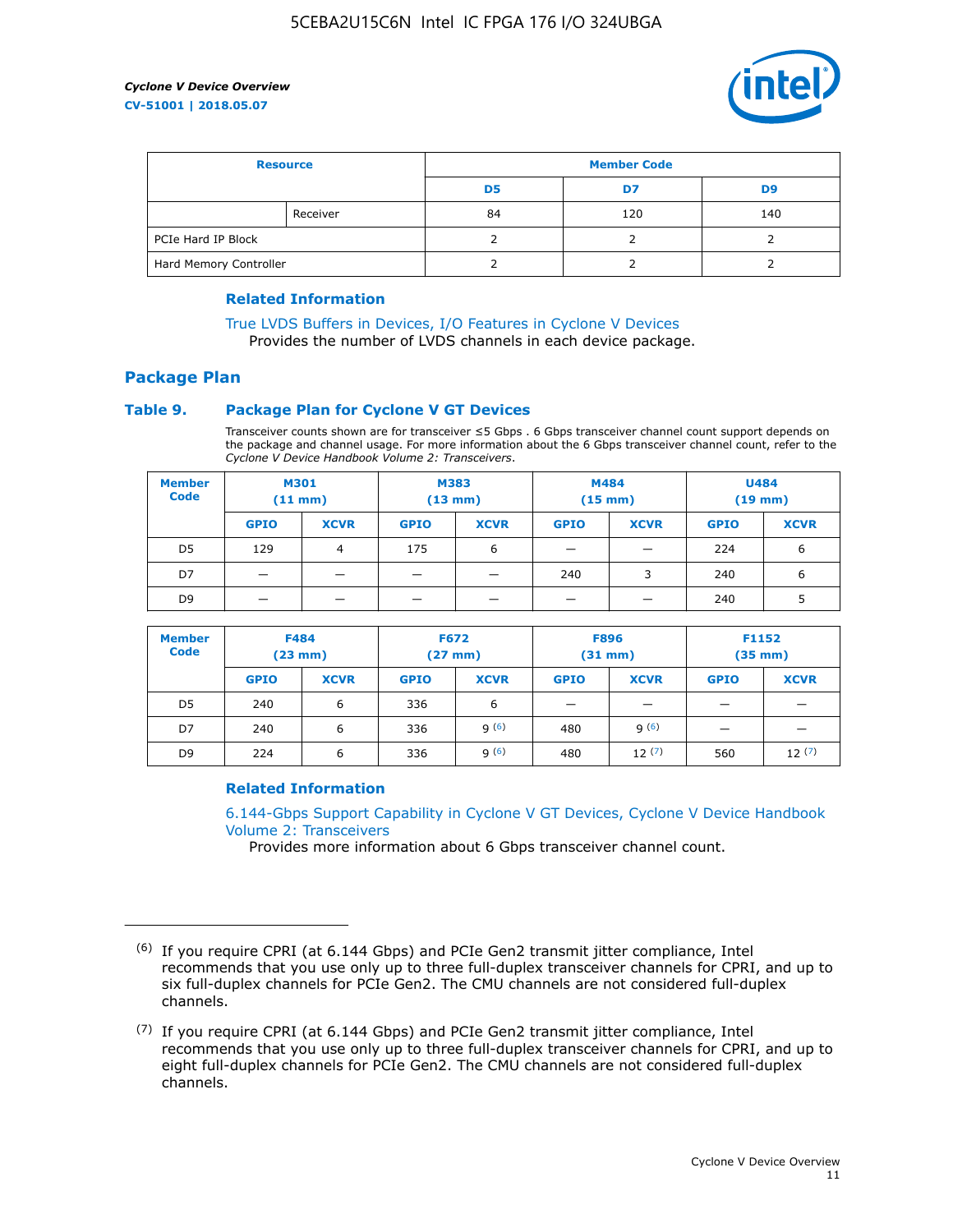| Resource | | Member Code | | |
|---|---|---|---|---|
| | | D5 | D7 | D9 |
| | Receiver | 84 | 120 | 140 |
| PCIe Hard IP Block | | 2 | 2 | 2 |
| Hard Memory Controller | | 2 | 2 | 2 |

**Related Information**

True LVDS Buffers in Devices, I/O Features in Cyclone V Devices
Provides the number of LVDS channels in each device package.

## Package Plan

### Table 9. Package Plan for Cyclone V GT Devices

Transceiver counts shown are for transceiver ≤5 Gbps . 6 Gbps transceiver channel count support depends on the package and channel usage. For more information about the 6 Gbps transceiver channel count, refer to the *Cyclone V Device Handbook Volume 2: Transceivers*.

| Member Code | M301 (11 mm) | | M383 (13 mm) | | M484 (15 mm) | | U484 (19 mm) | |
|---|---|---|---|---|---|---|---|---|
| | GPIO | XCVR | GPIO | XCVR | GPIO | XCVR | GPIO | XCVR |
| D5 | 129 | 4 | 175 | 6 | — | — | 224 | 6 |
| D7 | — | — | — | — | 240 | 3 | 240 | 6 |
| D9 | — | — | — | — | — | — | 240 | 5 |

| Member Code | F484 (23 mm) | | F672 (27 mm) | | F896 (31 mm) | | F1152 (35 mm) | |
|---|---|---|---|---|---|---|---|---|
| | GPIO | XCVR | GPIO | XCVR | GPIO | XCVR | GPIO | XCVR |
| D5 | 240 | 6 | 336 | 6 | — | — | — | — |
| D7 | 240 | 6 | 336 | 9 (6) | 480 | 9 (6) | — | — |
| D9 | 224 | 6 | 336 | 9 (6) | 480 | 12 (7) | 560 | 12 (7) |

**Related Information**

6.144-Gbps Support Capability in Cyclone V GT Devices, Cyclone V Device Handbook Volume 2: Transceivers
Provides more information about 6 Gbps transceiver channel count.

---

(6) If you require CPRI (at 6.144 Gbps) and PCIe Gen2 transmit jitter compliance, Intel recommends that you use only up to three full-duplex transceiver channels for CPRI, and up to six full-duplex channels for PCIe Gen2. The CMU channels are not considered full-duplex channels.

(7) If you require CPRI (at 6.144 Gbps) and PCIe Gen2 transmit jitter compliance, Intel recommends that you use only up to three full-duplex transceiver channels for CPRI, and up to eight full-duplex channels for PCIe Gen2. The CMU channels are not considered full-duplex channels.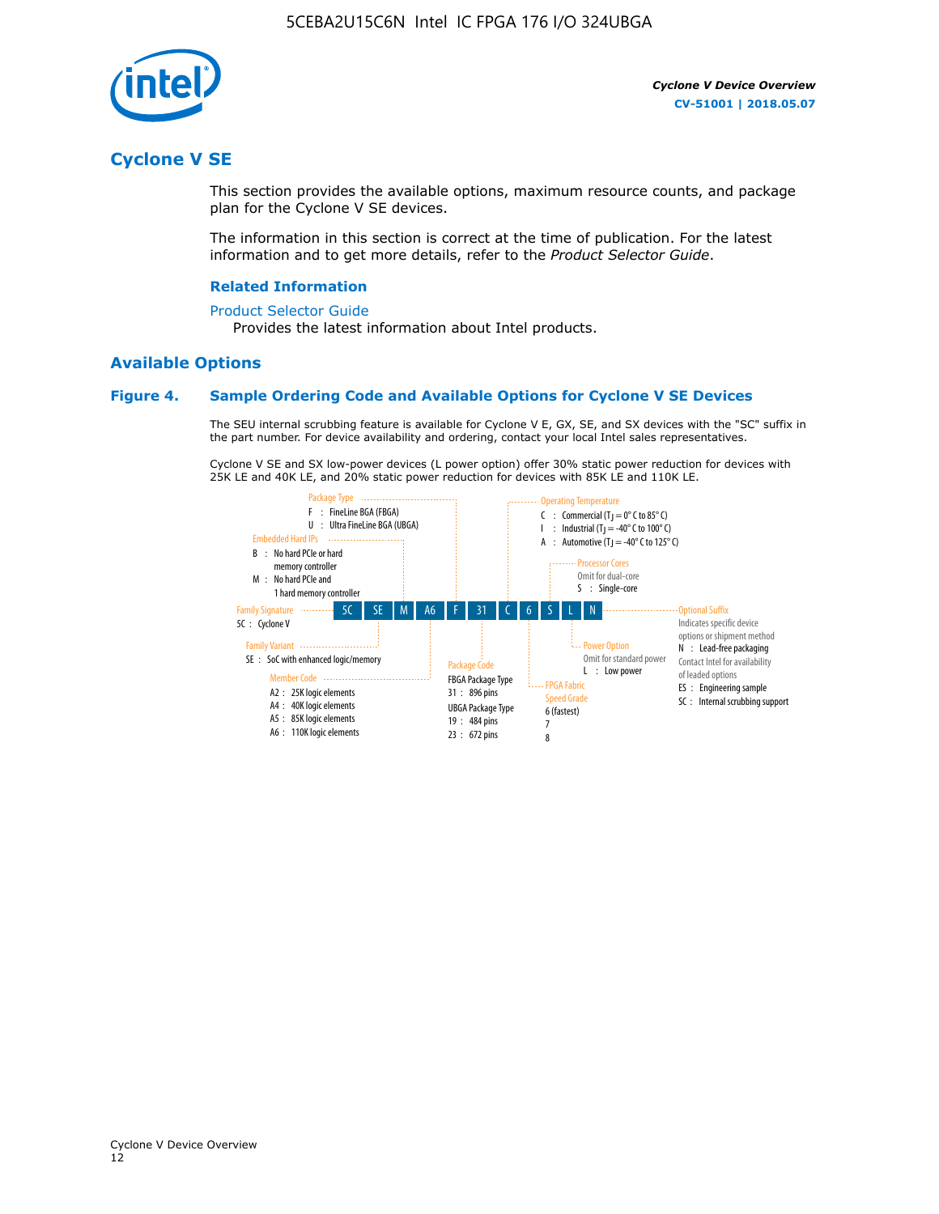## Cyclone V SE

This section provides the available options, maximum resource counts, and package plan for the Cyclone V SE devices.

The information in this section is correct at the time of publication. For the latest information and to get more details, refer to the *Product Selector Guide*.

### Related Information

Product Selector Guide

Provides the latest information about Intel products.

## Available Options

### Figure 4. Sample Ordering Code and Available Options for Cyclone V SE Devices

The SEU internal scrubbing feature is available for Cyclone V E, GX, SE, and SX devices with the "SC" suffix in the part number. For device availability and ordering, contact your local Intel sales representatives.

Cyclone V SE and SX low-power devices (L power option) offer 30% static power reduction for devices with 25K LE and 40K LE, and 20% static power reduction for devices with 85K LE and 110K LE.

Sample ordering code: 5C SE M A6 F 31 C 6 S L N

- **Family Signature**
  - 5C : Cyclone V
- **Family Variant**
  - SE : SoC with enhanced logic/memory
- **Embedded Hard IPs**
  - B : No hard PCIe or hard memory controller
  - M : No hard PCIe and 1 hard memory controller
- **Member Code**
  - A2 : 25K logic elements
  - A4 : 40K logic elements
  - A5 : 85K logic elements
  - A6 : 110K logic elements
- **Package Type**
  - F : FineLine BGA (FBGA)
  - U : Ultra FineLine BGA (UBGA)
- **Package Code**
  - FBGA Package Type
    - 31 : 896 pins
  - UBGA Package Type
    - 19 : 484 pins
    - 23 : 672 pins
- **Operating Temperature**
  - C : Commercial ($T_J$ = 0° C to 85° C)
  - I : Industrial ($T_J$ = -40° C to 100° C)
  - A : Automotive ($T_J$ = -40° C to 125° C)
- **FPGA Fabric Speed Grade**
  - 6 (fastest)
  - 7
  - 8
- **Processor Cores**
  - Omit for dual-core
  - S : Single-core
- **Power Option**
  - Omit for standard power
  - L : Low power
- **Optional Suffix**
  - Indicates specific device options or shipment method
  - N : Lead-free packaging
  - Contact Intel for availability of leaded options
  - ES : Engineering sample
  - SC : Internal scrubbing support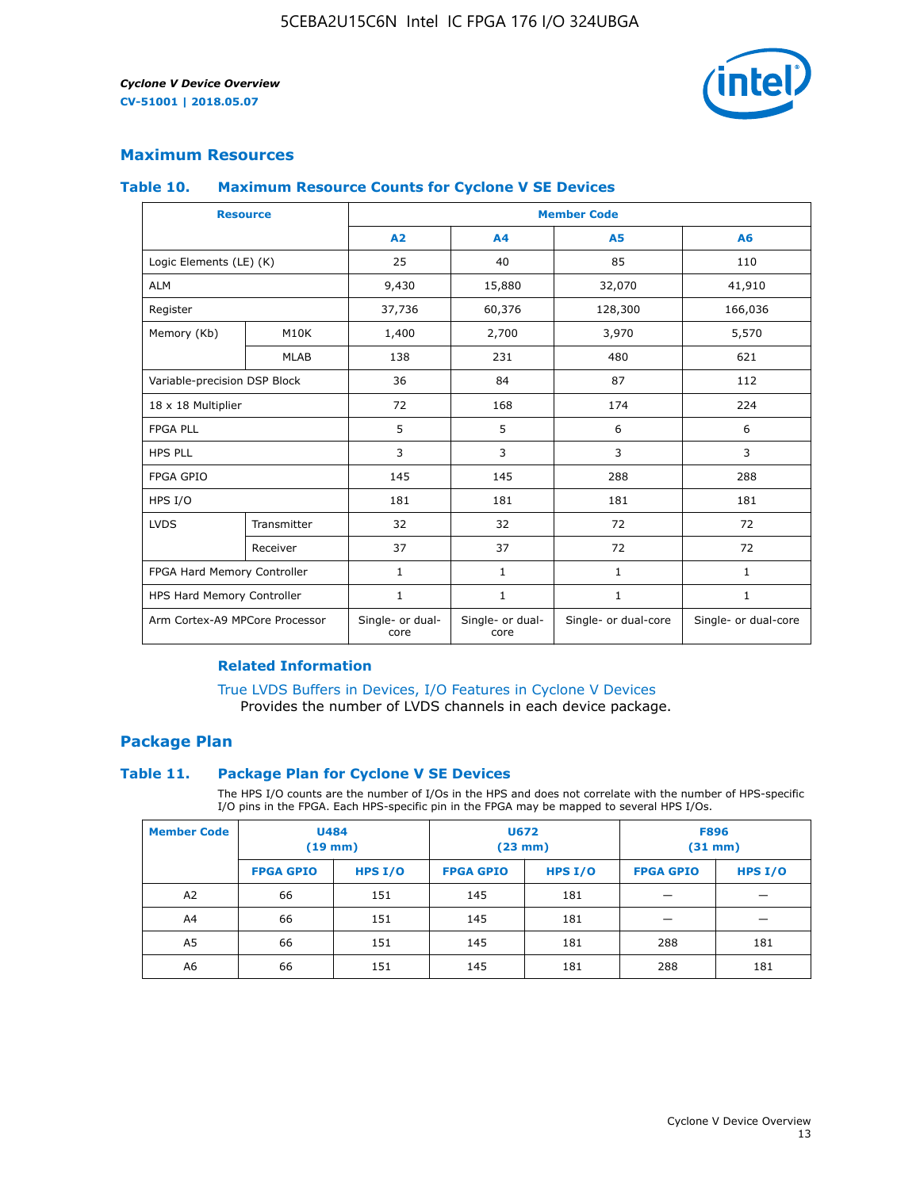## Maximum Resources

### Table 10. Maximum Resource Counts for Cyclone V SE Devices

| Resource | | Member Code | | | |
|---|---|---|---|---|---|
| | | A2 | A4 | A5 | A6 |
| Logic Elements (LE) (K) | | 25 | 40 | 85 | 110 |
| ALM | | 9,430 | 15,880 | 32,070 | 41,910 |
| Register | | 37,736 | 60,376 | 128,300 | 166,036 |
| Memory (Kb) | M10K | 1,400 | 2,700 | 3,970 | 5,570 |
| | MLAB | 138 | 231 | 480 | 621 |
| Variable-precision DSP Block | | 36 | 84 | 87 | 112 |
| 18 x 18 Multiplier | | 72 | 168 | 174 | 224 |
| FPGA PLL | | 5 | 5 | 6 | 6 |
| HPS PLL | | 3 | 3 | 3 | 3 |
| FPGA GPIO | | 145 | 145 | 288 | 288 |
| HPS I/O | | 181 | 181 | 181 | 181 |
| LVDS | Transmitter | 32 | 32 | 72 | 72 |
| | Receiver | 37 | 37 | 72 | 72 |
| FPGA Hard Memory Controller | | 1 | 1 | 1 | 1 |
| HPS Hard Memory Controller | | 1 | 1 | 1 | 1 |
| Arm Cortex-A9 MPCore Processor | | Single- or dual-core | Single- or dual-core | Single- or dual-core | Single- or dual-core |

#### Related Information

True LVDS Buffers in Devices, I/O Features in Cyclone V Devices
Provides the number of LVDS channels in each device package.

## Package Plan

### Table 11. Package Plan for Cyclone V SE Devices

The HPS I/O counts are the number of I/Os in the HPS and does not correlate with the number of HPS-specific I/O pins in the FPGA. Each HPS-specific pin in the FPGA may be mapped to several HPS I/Os.

| Member Code | U484 (19 mm) | | U672 (23 mm) | | F896 (31 mm) | |
|---|---|---|---|---|---|---|
| | FPGA GPIO | HPS I/O | FPGA GPIO | HPS I/O | FPGA GPIO | HPS I/O |
| A2 | 66 | 151 | 145 | 181 | — | — |
| A4 | 66 | 151 | 145 | 181 | — | — |
| A5 | 66 | 151 | 145 | 181 | 288 | 181 |
| A6 | 66 | 151 | 145 | 181 | 288 | 181 |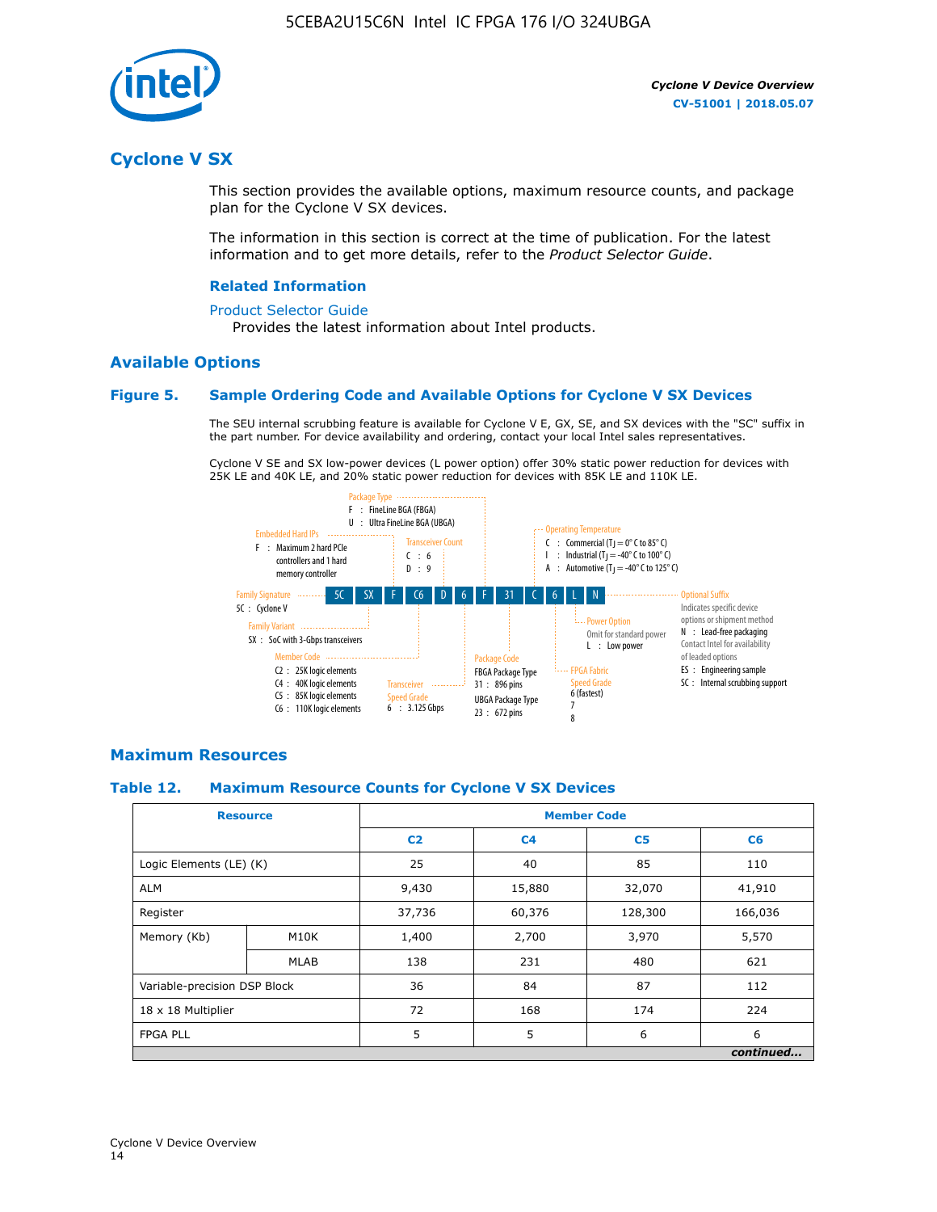## Cyclone V SX

This section provides the available options, maximum resource counts, and package plan for the Cyclone V SX devices.

The information in this section is correct at the time of publication. For the latest information and to get more details, refer to the *Product Selector Guide*.

### Related Information

Product Selector Guide
Provides the latest information about Intel products.

### Available Options

#### Figure 5. Sample Ordering Code and Available Options for Cyclone V SX Devices

The SEU internal scrubbing feature is available for Cyclone V E, GX, SE, and SX devices with the "SC" suffix in the part number. For device availability and ordering, contact your local Intel sales representatives.

Cyclone V SE and SX low-power devices (L power option) offer 30% static power reduction for devices with 25K LE and 40K LE, and 20% static power reduction for devices with 85K LE and 110K LE.

5C SX F C6 D 6 F 31 C 6 L N

- **Family Signature**
  - 5C : Cyclone V
- **Family Variant**
  - SX : SoC with 3-Gbps transceivers
- **Embedded Hard IPs**
  - F : Maximum 2 hard PCIe controllers and 1 hard memory controller
- **Member Code**
  - C2 : 25K logic elements
  - C4 : 40K logic elements
  - C5 : 85K logic elements
  - C6 : 110K logic elements
- **Transceiver Count**
  - C : 6
  - D : 9
- **Transceiver Speed Grade**
  - 6 : 3.125 Gbps
- **Package Type**
  - F : FineLine BGA (FBGA)
  - U : Ultra FineLine BGA (UBGA)
- **Package Code**
  - FBGA Package Type
    - 31 : 896 pins
  - UBGA Package Type
    - 23 : 672 pins
- **Operating Temperature**
  - C : Commercial ($T_J$ = 0° C to 85° C)
  - I : Industrial ($T_J$ = -40° C to 100° C)
  - A : Automotive ($T_J$ = -40° C to 125° C)
- **FPGA Fabric Speed Grade**
  - 6 (fastest)
  - 7
  - 8
- **Power Option**
  - Omit for standard power
  - L : Low power
- **Optional Suffix**
  - Indicates specific device options or shipment method
  - N : Lead-free packaging
  - Contact Intel for availability of leaded options
  - ES : Engineering sample
  - SC : Internal scrubbing support

### Maximum Resources

#### Table 12. Maximum Resource Counts for Cyclone V SX Devices

| Resource | | Member Code | | | |
|---|---|---|---|---|---|
| | | C2 | C4 | C5 | C6 |
| Logic Elements (LE) (K) | | 25 | 40 | 85 | 110 |
| ALM | | 9,430 | 15,880 | 32,070 | 41,910 |
| Register | | 37,736 | 60,376 | 128,300 | 166,036 |
| Memory (Kb) | M10K | 1,400 | 2,700 | 3,970 | 5,570 |
| | MLAB | 138 | 231 | 480 | 621 |
| Variable-precision DSP Block | | 36 | 84 | 87 | 112 |
| 18 x 18 Multiplier | | 72 | 168 | 174 | 224 |
| FPGA PLL | | 5 | 5 | 6 | 6 |

*continued...*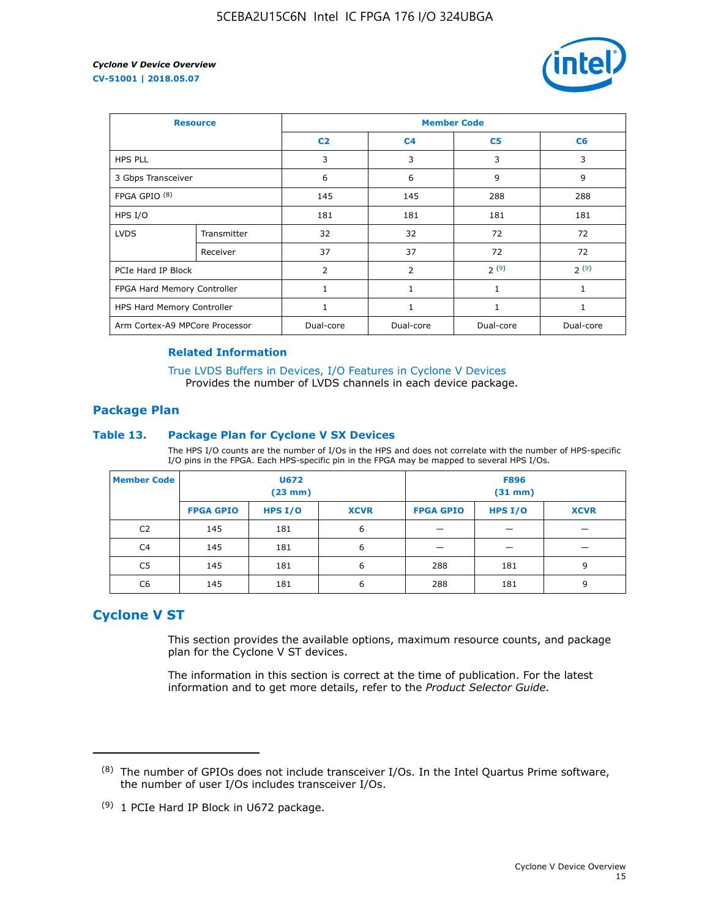| Resource | | Member Code | | | |
|---|---|---|---|---|---|
| | | C2 | C4 | C5 | C6 |
| HPS PLL | | 3 | 3 | 3 | 3 |
| 3 Gbps Transceiver | | 6 | 6 | 9 | 9 |
| FPGA GPIO [(8)] | | 145 | 145 | 288 | 288 |
| HPS I/O | | 181 | 181 | 181 | 181 |
| LVDS | Transmitter | 32 | 32 | 72 | 72 |
| | Receiver | 37 | 37 | 72 | 72 |
| PCIe Hard IP Block | | 2 | 2 | 2 [(9)] | 2 [(9)] |
| FPGA Hard Memory Controller | | 1 | 1 | 1 | 1 |
| HPS Hard Memory Controller | | 1 | 1 | 1 | 1 |
| Arm Cortex-A9 MPCore Processor | | Dual-core | Dual-core | Dual-core | Dual-core |

### Related Information

True LVDS Buffers in Devices, I/O Features in Cyclone V Devices
Provides the number of LVDS channels in each device package.

## Package Plan

### Table 13. Package Plan for Cyclone V SX Devices

The HPS I/O counts are the number of I/Os in the HPS and does not correlate with the number of HPS-specific I/O pins in the FPGA. Each HPS-specific pin in the FPGA may be mapped to several HPS I/Os.

| Member Code | U672 (23 mm) | | | F896 (31 mm) | | |
|---|---|---|---|---|---|---|
| | FPGA GPIO | HPS I/O | XCVR | FPGA GPIO | HPS I/O | XCVR |
| C2 | 145 | 181 | 6 | — | — | — |
| C4 | 145 | 181 | 6 | — | — | — |
| C5 | 145 | 181 | 6 | 288 | 181 | 9 |
| C6 | 145 | 181 | 6 | 288 | 181 | 9 |

## Cyclone V ST

This section provides the available options, maximum resource counts, and package plan for the Cyclone V ST devices.

The information in this section is correct at the time of publication. For the latest information and to get more details, refer to the *Product Selector Guide*.

---

(8) The number of GPIOs does not include transceiver I/Os. In the Intel Quartus Prime software, the number of user I/Os includes transceiver I/Os.

(9) 1 PCIe Hard IP Block in U672 package.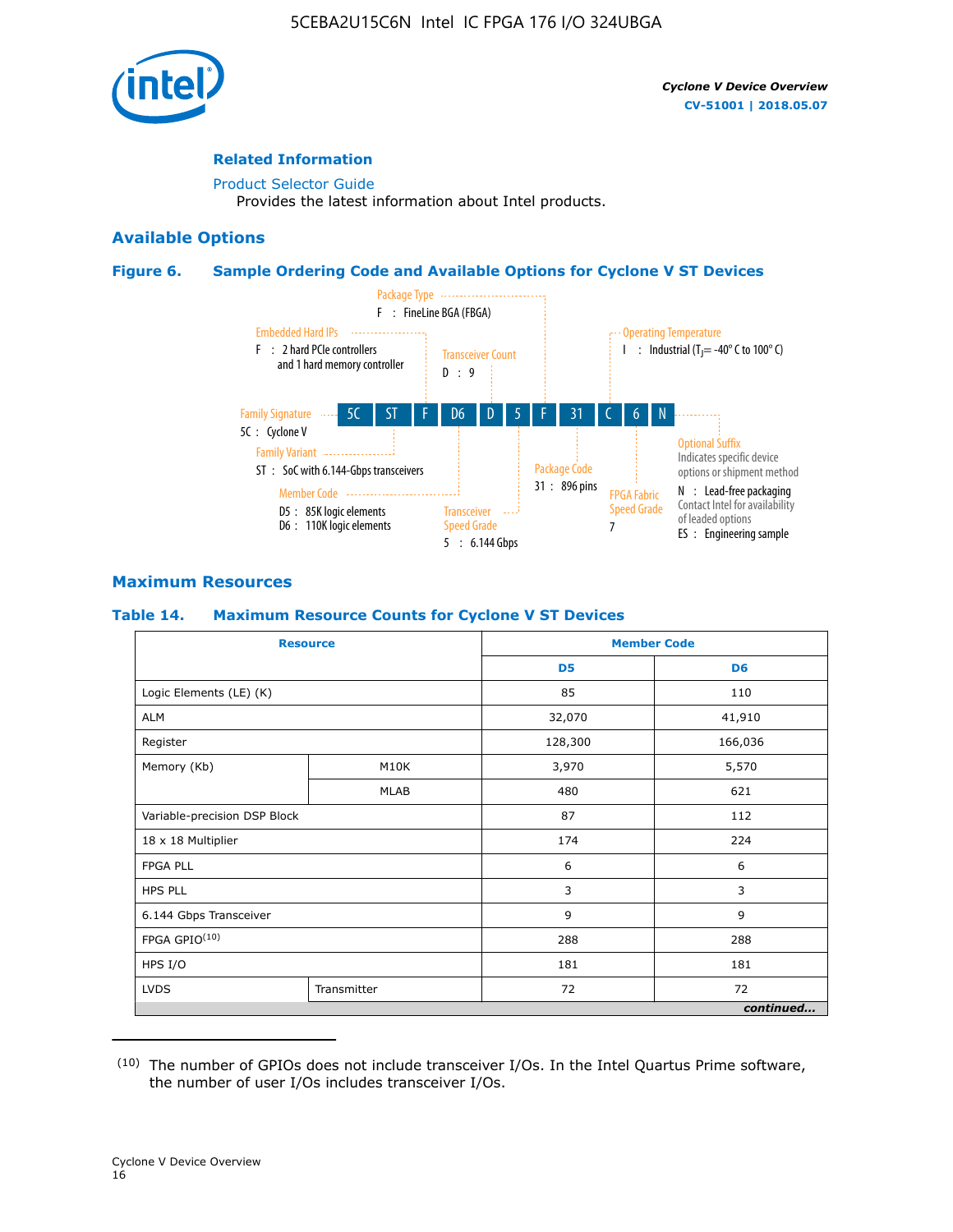## Related Information

Product Selector Guide
Provides the latest information about Intel products.

## Available Options

### Figure 6. Sample Ordering Code and Available Options for Cyclone V ST Devices

5C | ST | F | D6 | D | 5 | F | 31 | C | 6 | N

- **Family Signature** — 5C : Cyclone V
- **Family Variant** — ST : SoC with 6.144-Gbps transceivers
- **Embedded Hard IPs** — F : 2 hard PCIe controllers and 1 hard memory controller
- **Member Code** — D5 : 85K logic elements; D6 : 110K logic elements
- **Transceiver Count** — D : 9
- **Transceiver Speed Grade** — 5 : 6.144 Gbps
- **Package Type** — F : FineLine BGA (FBGA)
- **Package Code** — 31 : 896 pins
- **Operating Temperature** — I : Industrial ($T_J$ = -40° C to 100° C)
- **FPGA Fabric Speed Grade** — 7
- **Optional Suffix** — Indicates specific device options or shipment method; N : Lead-free packaging. Contact Intel for availability of leaded options; ES : Engineering sample

## Maximum Resources

### Table 14. Maximum Resource Counts for Cyclone V ST Devices

| Resource | | Member Code | |
|---|---|---|---|
| | | D5 | D6 |
| Logic Elements (LE) (K) | | 85 | 110 |
| ALM | | 32,070 | 41,910 |
| Register | | 128,300 | 166,036 |
| Memory (Kb) | M10K | 3,970 | 5,570 |
| | MLAB | 480 | 621 |
| Variable-precision DSP Block | | 87 | 112 |
| 18 x 18 Multiplier | | 174 | 224 |
| FPGA PLL | | 6 | 6 |
| HPS PLL | | 3 | 3 |
| 6.144 Gbps Transceiver | | 9 | 9 |
| FPGA GPIO[10] | | 288 | 288 |
| HPS I/O | | 181 | 181 |
| LVDS | Transmitter | 72 | 72 |

*continued...*

(10) The number of GPIOs does not include transceiver I/Os. In the Intel Quartus Prime software, the number of user I/Os includes transceiver I/Os.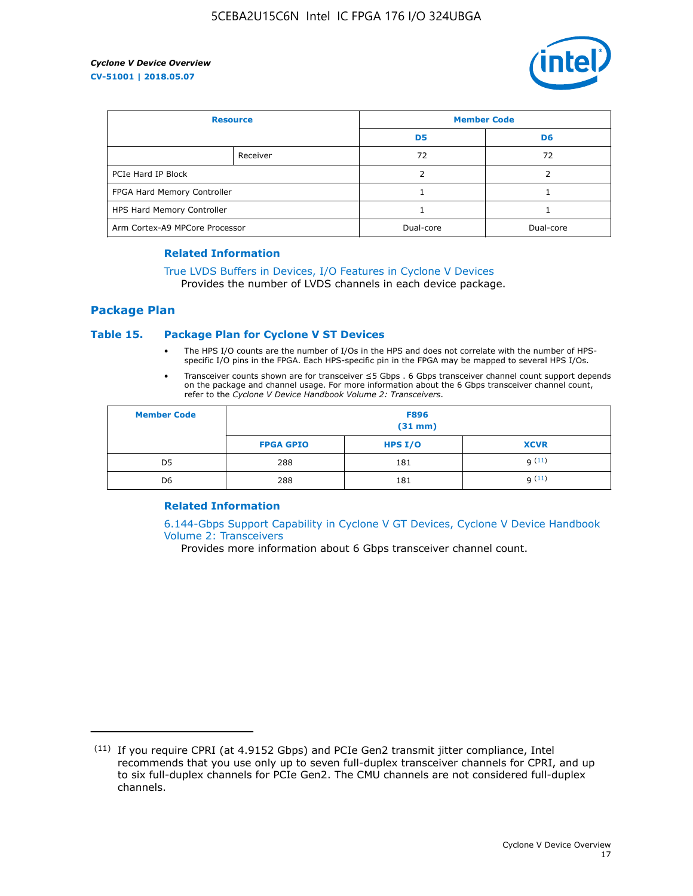| Resource | | Member Code | |
|---|---|---|---|
| | | D5 | D6 |
| | Receiver | 72 | 72 |
| PCIe Hard IP Block | | 2 | 2 |
| FPGA Hard Memory Controller | | 1 | 1 |
| HPS Hard Memory Controller | | 1 | 1 |
| Arm Cortex-A9 MPCore Processor | | Dual-core | Dual-core |

### Related Information

True LVDS Buffers in Devices, I/O Features in Cyclone V Devices
Provides the number of LVDS channels in each device package.

## Package Plan

### Table 15. Package Plan for Cyclone V ST Devices

- The HPS I/O counts are the number of I/Os in the HPS and does not correlate with the number of HPS-specific I/O pins in the FPGA. Each HPS-specific pin in the FPGA may be mapped to several HPS I/Os.
- Transceiver counts shown are for transceiver ≤5 Gbps . 6 Gbps transceiver channel count support depends on the package and channel usage. For more information about the 6 Gbps transceiver channel count, refer to the *Cyclone V Device Handbook Volume 2: Transceivers*.

| Member Code | F896 (31 mm) | | |
|---|---|---|---|
| | FPGA GPIO | HPS I/O | XCVR |
| D5 | 288 | 181 | 9 [11] |
| D6 | 288 | 181 | 9 [11] |

### Related Information

6.144-Gbps Support Capability in Cyclone V GT Devices, Cyclone V Device Handbook Volume 2: Transceivers
Provides more information about 6 Gbps transceiver channel count.

(11) If you require CPRI (at 4.9152 Gbps) and PCIe Gen2 transmit jitter compliance, Intel recommends that you use only up to seven full-duplex transceiver channels for CPRI, and up to six full-duplex channels for PCIe Gen2. The CMU channels are not considered full-duplex channels.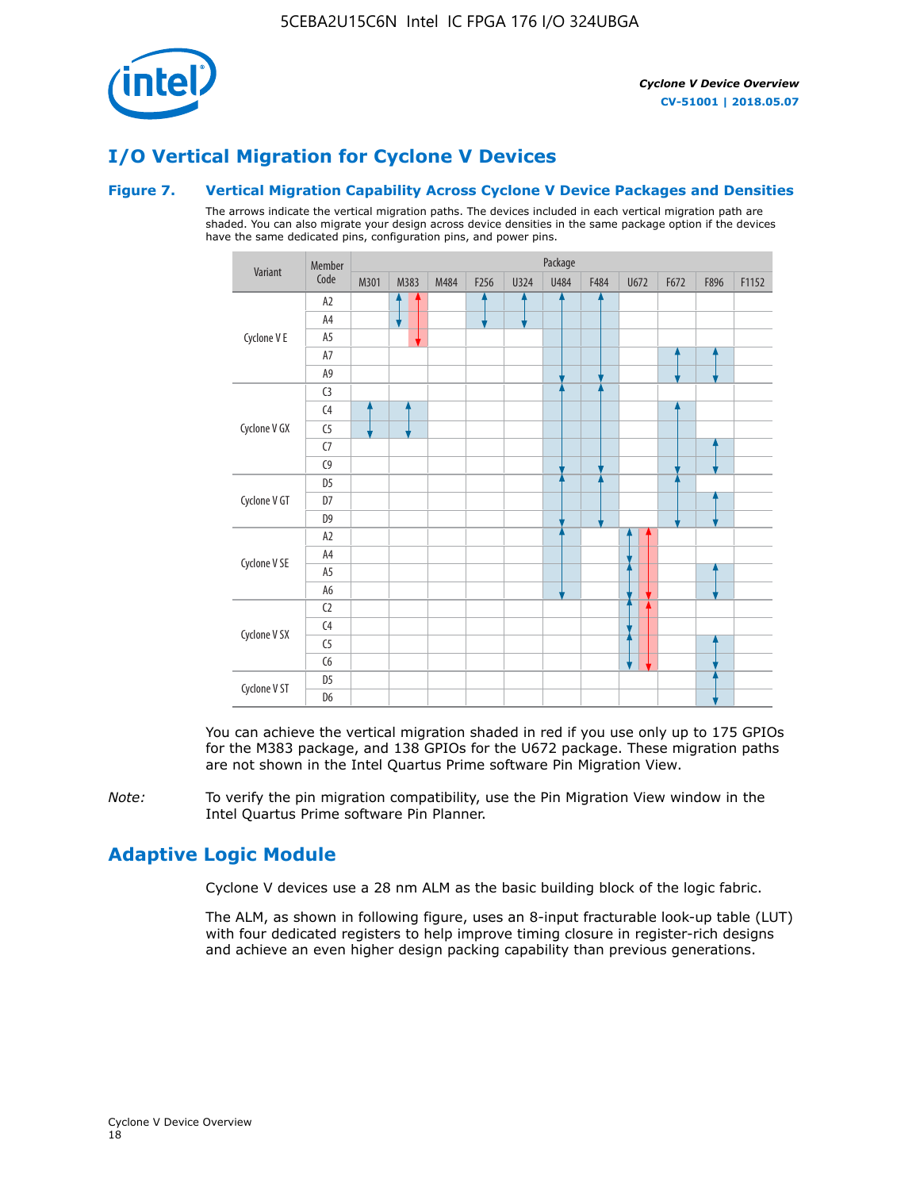# I/O Vertical Migration for Cyclone V Devices

### Figure 7. Vertical Migration Capability Across Cyclone V Device Packages and Densities

The arrows indicate the vertical migration paths. The devices included in each vertical migration path are shaded. You can also migrate your design across device densities in the same package option if the devices have the same dedicated pins, configuration pins, and power pins.

| Variant | Member Code | M301 | M383 | M484 | F256 | U324 | U484 | F484 | U672 | F672 | F896 | F1152 |
|---|---|---|---|---|---|---|---|---|---|---|---|---|
| Cyclone V E | A2 | | A2–A4 (blue); A2–A5 (red) | | A2–A4 | A2–A4 | A2–A9 | A2–A9 | | | | |
| | A4 | | | | | | | | | | | |
| | A5 | | | | | | | | | | | |
| | A7 | | | | | | | | | A7–A9 | A7–A9 | |
| | A9 | | | | | | | | | | | |
| Cyclone V GX | C3 | | | | | | C3–C9 | C3–C9 | | | | |
| | C4 | C4–C5 | C4–C5 | | | | | | | C4–C9 | | |
| | C5 | | | | | | | | | | | |
| | C7 | | | | | | | | | | C7–C9 | |
| | C9 | | | | | | | | | | | |
| Cyclone V GT | D5 | | | | | | D5–D9 | D5–D9 | | D5–D9 | | |
| | D7 | | | | | | | | | | D7–D9 | |
| | D9 | | | | | | | | | | | |
| Cyclone V SE | A2 | | | | | | A2–A6 | | A2–A4, A5–A6 (blue); A2–A6 (red) | | | |
| | A4 | | | | | | | | | | | |
| | A5 | | | | | | | | | | A5–A6 | |
| | A6 | | | | | | | | | | | |
| Cyclone V SX | C2 | | | | | | | | C2–C4, C5–C6 (blue); C2–C6 (red) | | | |
| | C4 | | | | | | | | | | | |
| | C5 | | | | | | | | | | C5–C6 | |
| | C6 | | | | | | | | | | | |
| Cyclone V ST | D5 | | | | | | | | | | D5–D6 | |
| | D6 | | | | | | | | | | | |

You can achieve the vertical migration shaded in red if you use only up to 175 GPIOs for the M383 package, and 138 GPIOs for the U672 package. These migration paths are not shown in the Intel Quartus Prime software Pin Migration View.

*Note:* To verify the pin migration compatibility, use the Pin Migration View window in the Intel Quartus Prime software Pin Planner.

# Adaptive Logic Module

Cyclone V devices use a 28 nm ALM as the basic building block of the logic fabric.

The ALM, as shown in following figure, uses an 8-input fracturable look-up table (LUT) with four dedicated registers to help improve timing closure in register-rich designs and achieve an even higher design packing capability than previous generations.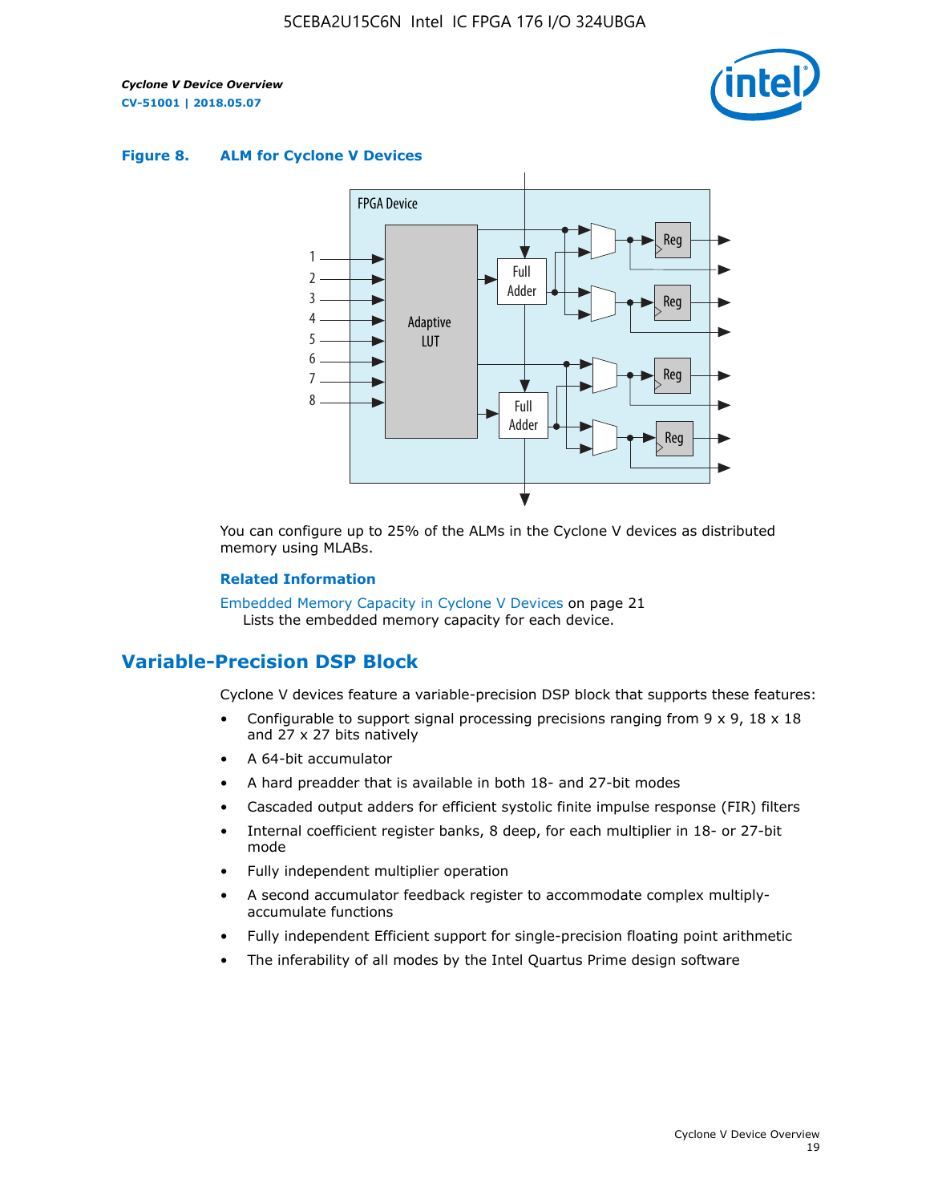**Figure 8. ALM for Cyclone V Devices**

You can configure up to 25% of the ALMs in the Cyclone V devices as distributed memory using MLABs.

**Related Information**

Embedded Memory Capacity in Cyclone V Devices on page 21
Lists the embedded memory capacity for each device.

## Variable-Precision DSP Block

Cyclone V devices feature a variable-precision DSP block that supports these features:

- Configurable to support signal processing precisions ranging from 9 x 9, 18 x 18 and 27 x 27 bits natively
- A 64-bit accumulator
- A hard preadder that is available in both 18- and 27-bit modes
- Cascaded output adders for efficient systolic finite impulse response (FIR) filters
- Internal coefficient register banks, 8 deep, for each multiplier in 18- or 27-bit mode
- Fully independent multiplier operation
- A second accumulator feedback register to accommodate complex multiply-accumulate functions
- Fully independent Efficient support for single-precision floating point arithmetic
- The inferability of all modes by the Intel Quartus Prime design software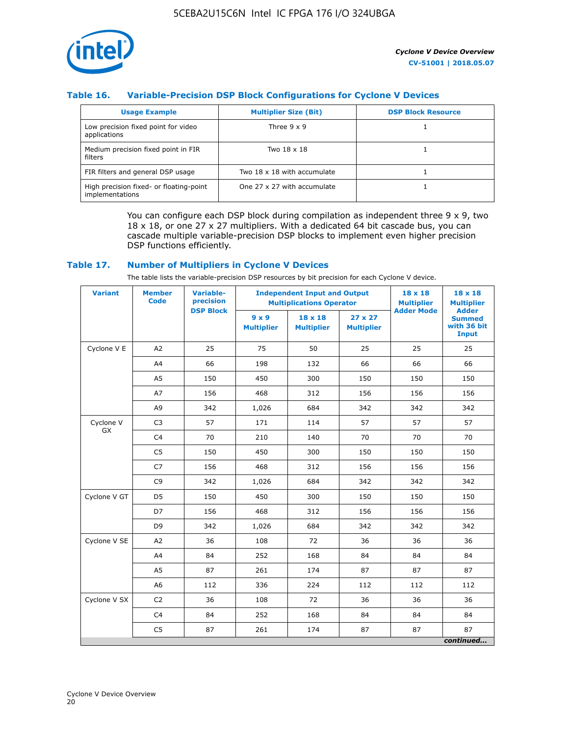### Table 16. Variable-Precision DSP Block Configurations for Cyclone V Devices

| Usage Example | Multiplier Size (Bit) | DSP Block Resource |
| --- | --- | --- |
| Low precision fixed point for video applications | Three 9 x 9 | 1 |
| Medium precision fixed point in FIR filters | Two 18 x 18 | 1 |
| FIR filters and general DSP usage | Two 18 x 18 with accumulate | 1 |
| High precision fixed- or floating-point implementations | One 27 x 27 with accumulate | 1 |

You can configure each DSP block during compilation as independent three 9 x 9, two 18 x 18, or one 27 x 27 multipliers. With a dedicated 64 bit cascade bus, you can cascade multiple variable-precision DSP blocks to implement even higher precision DSP functions efficiently.

### Table 17. Number of Multipliers in Cyclone V Devices

The table lists the variable-precision DSP resources by bit precision for each Cyclone V device.

| Variant | Member Code | Variable-precision DSP Block | Independent Input and Output Multiplications Operator | | | 18 x 18 Multiplier Adder Mode | 18 x 18 Multiplier Adder Summed with 36 bit Input |
| --- | --- | --- | --- | --- | --- | --- | --- |
| | | | 9 x 9 Multiplier | 18 x 18 Multiplier | 27 x 27 Multiplier | | |
| Cyclone V E | A2 | 25 | 75 | 50 | 25 | 25 | 25 |
| | A4 | 66 | 198 | 132 | 66 | 66 | 66 |
| | A5 | 150 | 450 | 300 | 150 | 150 | 150 |
| | A7 | 156 | 468 | 312 | 156 | 156 | 156 |
| | A9 | 342 | 1,026 | 684 | 342 | 342 | 342 |
| Cyclone V GX | C3 | 57 | 171 | 114 | 57 | 57 | 57 |
| | C4 | 70 | 210 | 140 | 70 | 70 | 70 |
| | C5 | 150 | 450 | 300 | 150 | 150 | 150 |
| | C7 | 156 | 468 | 312 | 156 | 156 | 156 |
| | C9 | 342 | 1,026 | 684 | 342 | 342 | 342 |
| Cyclone V GT | D5 | 150 | 450 | 300 | 150 | 150 | 150 |
| | D7 | 156 | 468 | 312 | 156 | 156 | 156 |
| | D9 | 342 | 1,026 | 684 | 342 | 342 | 342 |
| Cyclone V SE | A2 | 36 | 108 | 72 | 36 | 36 | 36 |
| | A4 | 84 | 252 | 168 | 84 | 84 | 84 |
| | A5 | 87 | 261 | 174 | 87 | 87 | 87 |
| | A6 | 112 | 336 | 224 | 112 | 112 | 112 |
| Cyclone V SX | C2 | 36 | 108 | 72 | 36 | 36 | 36 |
| | C4 | 84 | 252 | 168 | 84 | 84 | 84 |
| | C5 | 87 | 261 | 174 | 87 | 87 | 87 |

*continued...*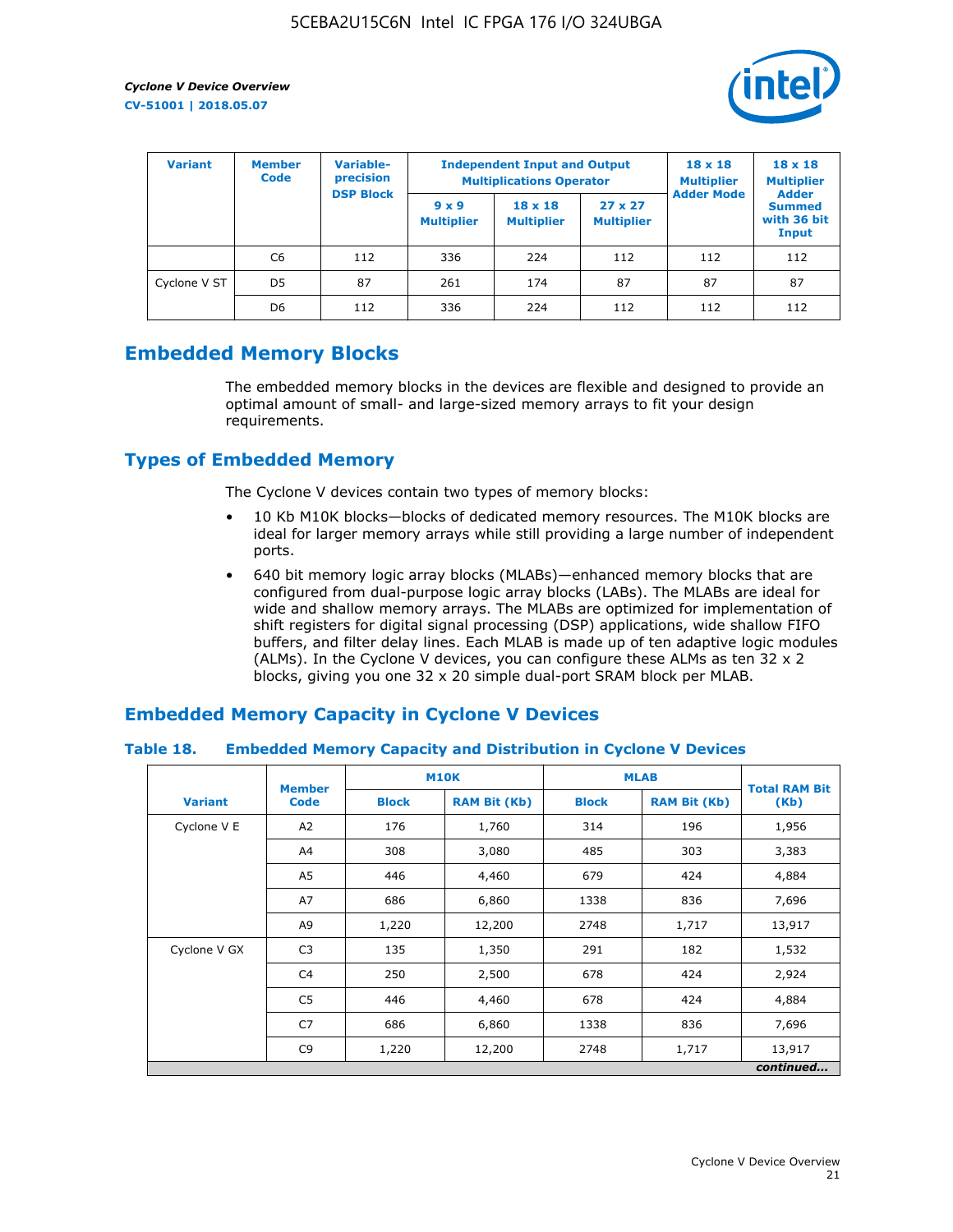| Variant | Member Code | Variable-precision DSP Block | Independent Input and Output Multiplications Operator | | | 18 x 18 Multiplier Adder Mode | 18 x 18 Multiplier Adder Summed with 36 bit Input |
|---|---|---|---|---|---|---|---|
| | | | 9 x 9 Multiplier | 18 x 18 Multiplier | 27 x 27 Multiplier | | |
| | C6 | 112 | 336 | 224 | 112 | 112 | 112 |
| Cyclone V ST | D5 | 87 | 261 | 174 | 87 | 87 | 87 |
| | D6 | 112 | 336 | 224 | 112 | 112 | 112 |

## Embedded Memory Blocks

The embedded memory blocks in the devices are flexible and designed to provide an optimal amount of small- and large-sized memory arrays to fit your design requirements.

## Types of Embedded Memory

The Cyclone V devices contain two types of memory blocks:

- 10 Kb M10K blocks—blocks of dedicated memory resources. The M10K blocks are ideal for larger memory arrays while still providing a large number of independent ports.
- 640 bit memory logic array blocks (MLABs)—enhanced memory blocks that are configured from dual-purpose logic array blocks (LABs). The MLABs are ideal for wide and shallow memory arrays. The MLABs are optimized for implementation of shift registers for digital signal processing (DSP) applications, wide shallow FIFO buffers, and filter delay lines. Each MLAB is made up of ten adaptive logic modules (ALMs). In the Cyclone V devices, you can configure these ALMs as ten 32 x 2 blocks, giving you one 32 x 20 simple dual-port SRAM block per MLAB.

## Embedded Memory Capacity in Cyclone V Devices

### Table 18. Embedded Memory Capacity and Distribution in Cyclone V Devices

| Variant | Member Code | M10K | | MLAB | | Total RAM Bit (Kb) |
|---|---|---|---|---|---|---|
| | | Block | RAM Bit (Kb) | Block | RAM Bit (Kb) | |
| Cyclone V E | A2 | 176 | 1,760 | 314 | 196 | 1,956 |
| | A4 | 308 | 3,080 | 485 | 303 | 3,383 |
| | A5 | 446 | 4,460 | 679 | 424 | 4,884 |
| | A7 | 686 | 6,860 | 1338 | 836 | 7,696 |
| | A9 | 1,220 | 12,200 | 2748 | 1,717 | 13,917 |
| Cyclone V GX | C3 | 135 | 1,350 | 291 | 182 | 1,532 |
| | C4 | 250 | 2,500 | 678 | 424 | 2,924 |
| | C5 | 446 | 4,460 | 678 | 424 | 4,884 |
| | C7 | 686 | 6,860 | 1338 | 836 | 7,696 |
| | C9 | 1,220 | 12,200 | 2748 | 1,717 | 13,917 |

*continued...*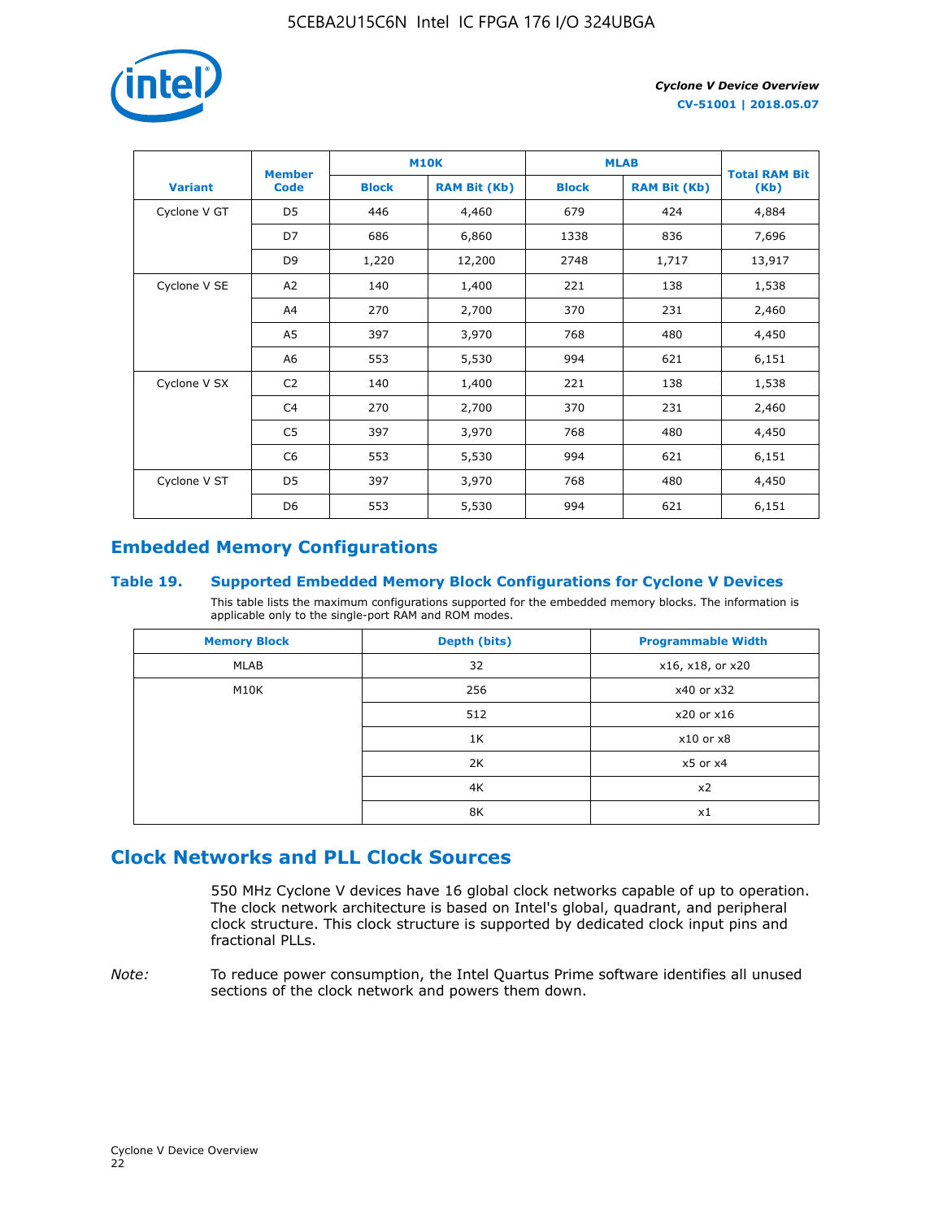| Variant | Member Code | M10K | | MLAB | | Total RAM Bit (Kb) |
|---|---|---|---|---|---|---|
| | | Block | RAM Bit (Kb) | Block | RAM Bit (Kb) | |
| Cyclone V GT | D5 | 446 | 4,460 | 679 | 424 | 4,884 |
| | D7 | 686 | 6,860 | 1338 | 836 | 7,696 |
| | D9 | 1,220 | 12,200 | 2748 | 1,717 | 13,917 |
| Cyclone V SE | A2 | 140 | 1,400 | 221 | 138 | 1,538 |
| | A4 | 270 | 2,700 | 370 | 231 | 2,460 |
| | A5 | 397 | 3,970 | 768 | 480 | 4,450 |
| | A6 | 553 | 5,530 | 994 | 621 | 6,151 |
| Cyclone V SX | C2 | 140 | 1,400 | 221 | 138 | 1,538 |
| | C4 | 270 | 2,700 | 370 | 231 | 2,460 |
| | C5 | 397 | 3,970 | 768 | 480 | 4,450 |
| | C6 | 553 | 5,530 | 994 | 621 | 6,151 |
| Cyclone V ST | D5 | 397 | 3,970 | 768 | 480 | 4,450 |
| | D6 | 553 | 5,530 | 994 | 621 | 6,151 |

## Embedded Memory Configurations

### Table 19. Supported Embedded Memory Block Configurations for Cyclone V Devices

This table lists the maximum configurations supported for the embedded memory blocks. The information is applicable only to the single-port RAM and ROM modes.

| Memory Block | Depth (bits) | Programmable Width |
|---|---|---|
| MLAB | 32 | x16, x18, or x20 |
| M10K | 256 | x40 or x32 |
| | 512 | x20 or x16 |
| | 1K | x10 or x8 |
| | 2K | x5 or x4 |
| | 4K | x2 |
| | 8K | x1 |

## Clock Networks and PLL Clock Sources

550 MHz Cyclone V devices have 16 global clock networks capable of up to operation. The clock network architecture is based on Intel's global, quadrant, and peripheral clock structure. This clock structure is supported by dedicated clock input pins and fractional PLLs.

*Note:* To reduce power consumption, the Intel Quartus Prime software identifies all unused sections of the clock network and powers them down.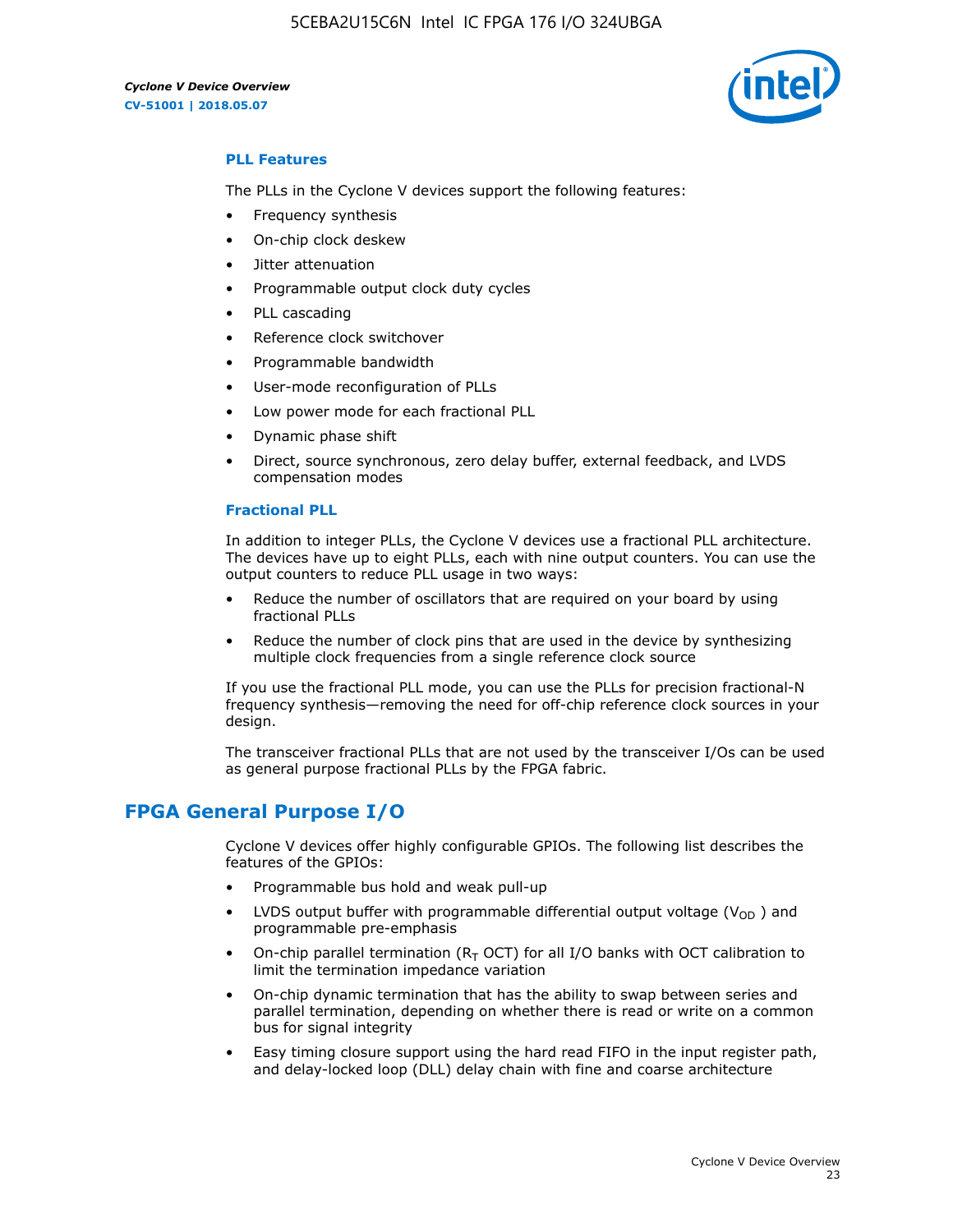### PLL Features

The PLLs in the Cyclone V devices support the following features:

- Frequency synthesis
- On-chip clock deskew
- Jitter attenuation
- Programmable output clock duty cycles
- PLL cascading
- Reference clock switchover
- Programmable bandwidth
- User-mode reconfiguration of PLLs
- Low power mode for each fractional PLL
- Dynamic phase shift
- Direct, source synchronous, zero delay buffer, external feedback, and LVDS compensation modes

### Fractional PLL

In addition to integer PLLs, the Cyclone V devices use a fractional PLL architecture. The devices have up to eight PLLs, each with nine output counters. You can use the output counters to reduce PLL usage in two ways:

- Reduce the number of oscillators that are required on your board by using fractional PLLs
- Reduce the number of clock pins that are used in the device by synthesizing multiple clock frequencies from a single reference clock source

If you use the fractional PLL mode, you can use the PLLs for precision fractional-N frequency synthesis—removing the need for off-chip reference clock sources in your design.

The transceiver fractional PLLs that are not used by the transceiver I/Os can be used as general purpose fractional PLLs by the FPGA fabric.

## FPGA General Purpose I/O

Cyclone V devices offer highly configurable GPIOs. The following list describes the features of the GPIOs:

- Programmable bus hold and weak pull-up
- LVDS output buffer with programmable differential output voltage ($V_{OD}$) and programmable pre-emphasis
- On-chip parallel termination ($R_T$ OCT) for all I/O banks with OCT calibration to limit the termination impedance variation
- On-chip dynamic termination that has the ability to swap between series and parallel termination, depending on whether there is read or write on a common bus for signal integrity
- Easy timing closure support using the hard read FIFO in the input register path, and delay-locked loop (DLL) delay chain with fine and coarse architecture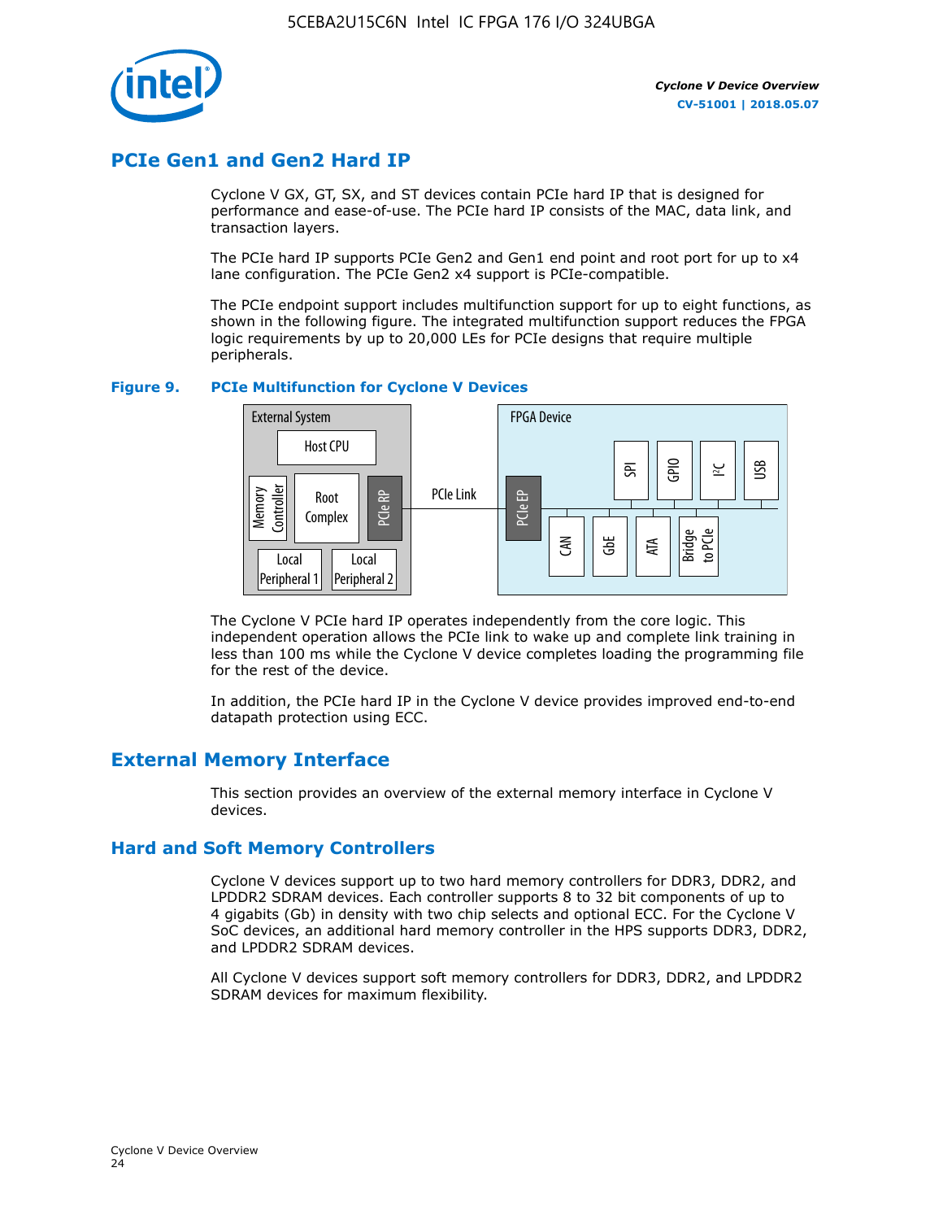## PCIe Gen1 and Gen2 Hard IP

Cyclone V GX, GT, SX, and ST devices contain PCIe hard IP that is designed for performance and ease-of-use. The PCIe hard IP consists of the MAC, data link, and transaction layers.

The PCIe hard IP supports PCIe Gen2 and Gen1 end point and root port for up to x4 lane configuration. The PCIe Gen2 x4 support is PCIe-compatible.

The PCIe endpoint support includes multifunction support for up to eight functions, as shown in the following figure. The integrated multifunction support reduces the FPGA logic requirements by up to 20,000 LEs for PCIe designs that require multiple peripherals.

**Figure 9. PCIe Multifunction for Cyclone V Devices**

External System: Host CPU, Memory Controller, Root Complex, PCIe RP, Local Peripheral 1, Local Peripheral 2 — PCIe Link — FPGA Device: PCIe EP, SPI, GPIO, I²C, USB, CAN, GbE, ATA, Bridge to PCIe

The Cyclone V PCIe hard IP operates independently from the core logic. This independent operation allows the PCIe link to wake up and complete link training in less than 100 ms while the Cyclone V device completes loading the programming file for the rest of the device.

In addition, the PCIe hard IP in the Cyclone V device provides improved end-to-end datapath protection using ECC.

## External Memory Interface

This section provides an overview of the external memory interface in Cyclone V devices.

### Hard and Soft Memory Controllers

Cyclone V devices support up to two hard memory controllers for DDR3, DDR2, and LPDDR2 SDRAM devices. Each controller supports 8 to 32 bit components of up to 4 gigabits (Gb) in density with two chip selects and optional ECC. For the Cyclone V SoC devices, an additional hard memory controller in the HPS supports DDR3, DDR2, and LPDDR2 SDRAM devices.

All Cyclone V devices support soft memory controllers for DDR3, DDR2, and LPDDR2 SDRAM devices for maximum flexibility.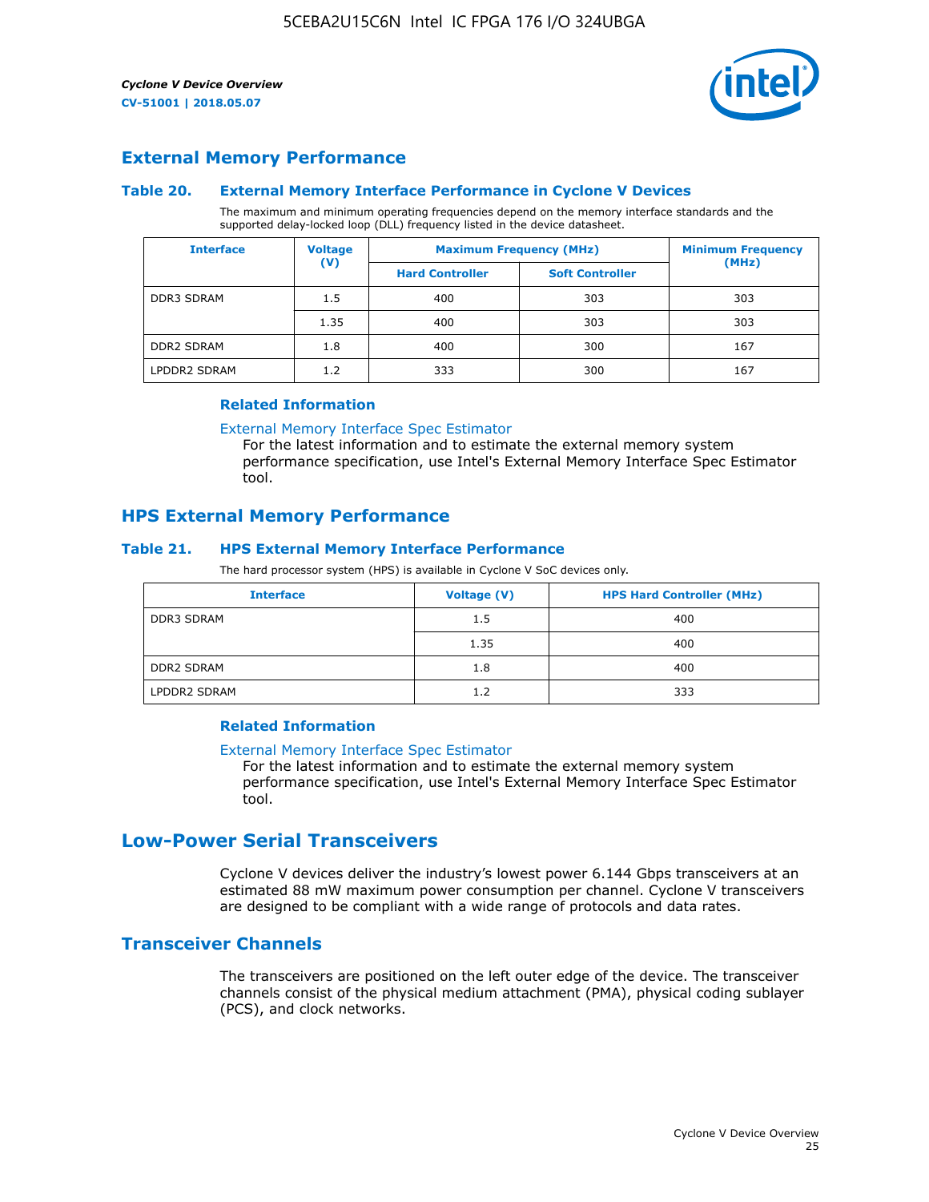## External Memory Performance

### Table 20. External Memory Interface Performance in Cyclone V Devices

The maximum and minimum operating frequencies depend on the memory interface standards and the supported delay-locked loop (DLL) frequency listed in the device datasheet.

| Interface | Voltage (V) | Maximum Frequency (MHz) | | Minimum Frequency (MHz) |
|---|---|---|---|---|
| | | Hard Controller | Soft Controller | |
| DDR3 SDRAM | 1.5 | 400 | 303 | 303 |
| | 1.35 | 400 | 303 | 303 |
| DDR2 SDRAM | 1.8 | 400 | 300 | 167 |
| LPDDR2 SDRAM | 1.2 | 333 | 300 | 167 |

#### Related Information

External Memory Interface Spec Estimator

For the latest information and to estimate the external memory system performance specification, use Intel's External Memory Interface Spec Estimator tool.

## HPS External Memory Performance

### Table 21. HPS External Memory Interface Performance

The hard processor system (HPS) is available in Cyclone V SoC devices only.

| Interface | Voltage (V) | HPS Hard Controller (MHz) |
|---|---|---|
| DDR3 SDRAM | 1.5 | 400 |
| | 1.35 | 400 |
| DDR2 SDRAM | 1.8 | 400 |
| LPDDR2 SDRAM | 1.2 | 333 |

#### Related Information

External Memory Interface Spec Estimator

For the latest information and to estimate the external memory system performance specification, use Intel's External Memory Interface Spec Estimator tool.

# Low-Power Serial Transceivers

Cyclone V devices deliver the industry's lowest power 6.144 Gbps transceivers at an estimated 88 mW maximum power consumption per channel. Cyclone V transceivers are designed to be compliant with a wide range of protocols and data rates.

## Transceiver Channels

The transceivers are positioned on the left outer edge of the device. The transceiver channels consist of the physical medium attachment (PMA), physical coding sublayer (PCS), and clock networks.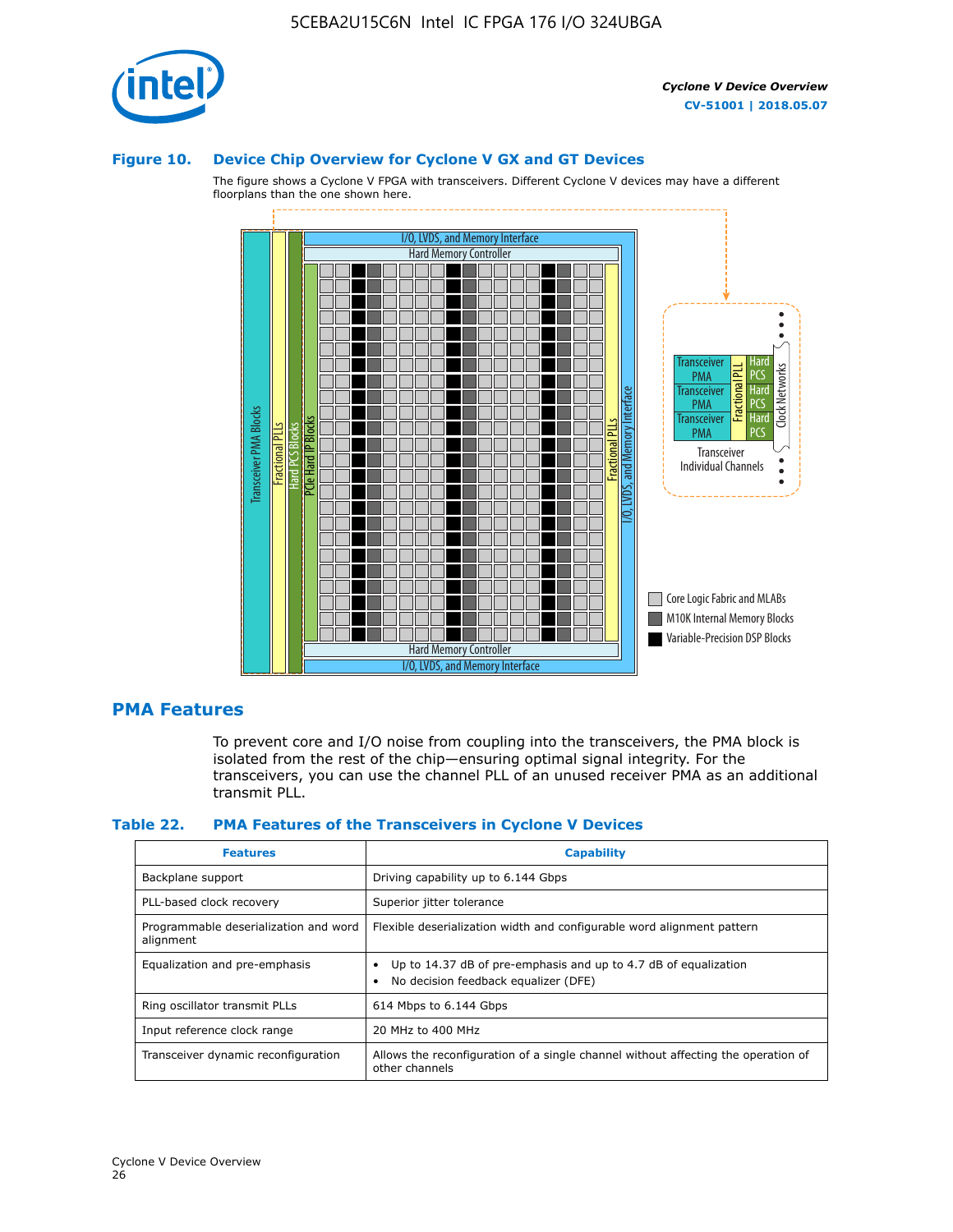### Figure 10. Device Chip Overview for Cyclone V GX and GT Devices

The figure shows a Cyclone V FPGA with transceivers. Different Cyclone V devices may have a different floorplans than the one shown here.

## PMA Features

To prevent core and I/O noise from coupling into the transceivers, the PMA block is isolated from the rest of the chip—ensuring optimal signal integrity. For the transceivers, you can use the channel PLL of an unused receiver PMA as an additional transmit PLL.

### Table 22. PMA Features of the Transceivers in Cyclone V Devices

| Features | Capability |
|---|---|
| Backplane support | Driving capability up to 6.144 Gbps |
| PLL-based clock recovery | Superior jitter tolerance |
| Programmable deserialization and word alignment | Flexible deserialization width and configurable word alignment pattern |
| Equalization and pre-emphasis | • Up to 14.37 dB of pre-emphasis and up to 4.7 dB of equalization<br>• No decision feedback equalizer (DFE) |
| Ring oscillator transmit PLLs | 614 Mbps to 6.144 Gbps |
| Input reference clock range | 20 MHz to 400 MHz |
| Transceiver dynamic reconfiguration | Allows the reconfiguration of a single channel without affecting the operation of other channels |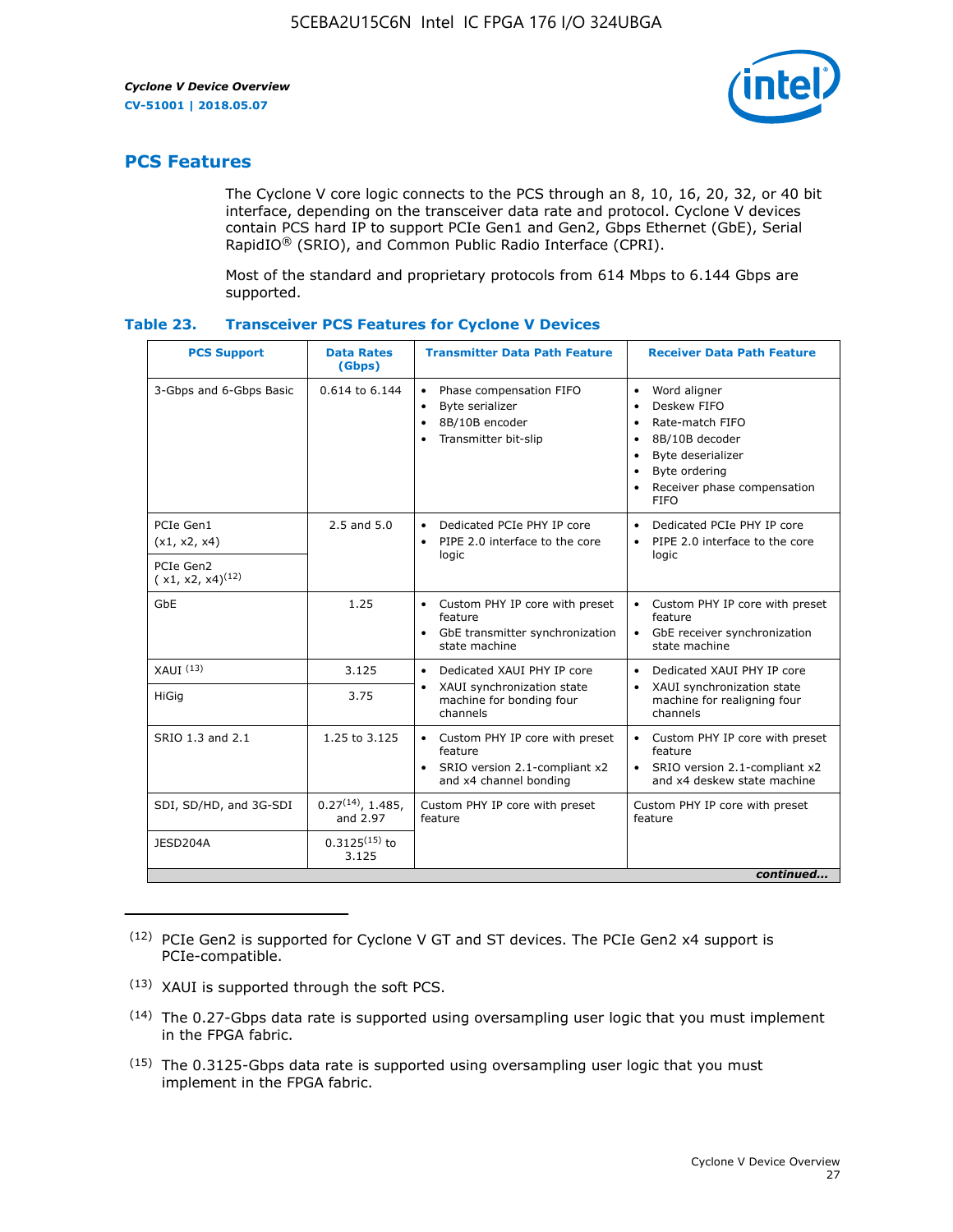## PCS Features

The Cyclone V core logic connects to the PCS through an 8, 10, 16, 20, 32, or 40 bit interface, depending on the transceiver data rate and protocol. Cyclone V devices contain PCS hard IP to support PCIe Gen1 and Gen2, Gbps Ethernet (GbE), Serial RapidIO® (SRIO), and Common Public Radio Interface (CPRI).

Most of the standard and proprietary protocols from 614 Mbps to 6.144 Gbps are supported.

### Table 23. Transceiver PCS Features for Cyclone V Devices

| PCS Support | Data Rates (Gbps) | Transmitter Data Path Feature | Receiver Data Path Feature |
|---|---|---|---|
| 3-Gbps and 6-Gbps Basic | 0.614 to 6.144 | • Phase compensation FIFO<br>• Byte serializer<br>• 8B/10B encoder<br>• Transmitter bit-slip | • Word aligner<br>• Deskew FIFO<br>• Rate-match FIFO<br>• 8B/10B decoder<br>• Byte deserializer<br>• Byte ordering<br>• Receiver phase compensation FIFO |
| PCIe Gen1 (x1, x2, x4) | 2.5 and 5.0 | • Dedicated PCIe PHY IP core<br>• PIPE 2.0 interface to the core logic | • Dedicated PCIe PHY IP core<br>• PIPE 2.0 interface to the core logic |
| PCIe Gen2 ( x1, x2, x4)(12) | | | |
| GbE | 1.25 | • Custom PHY IP core with preset feature<br>• GbE transmitter synchronization state machine | • Custom PHY IP core with preset feature<br>• GbE receiver synchronization state machine |
| XAUI (13) | 3.125 | • Dedicated XAUI PHY IP core<br>• XAUI synchronization state machine for bonding four channels | • Dedicated XAUI PHY IP core<br>• XAUI synchronization state machine for realigning four channels |
| HiGig | 3.75 | | |
| SRIO 1.3 and 2.1 | 1.25 to 3.125 | • Custom PHY IP core with preset feature<br>• SRIO version 2.1-compliant x2 and x4 channel bonding | • Custom PHY IP core with preset feature<br>• SRIO version 2.1-compliant x2 and x4 deskew state machine |
| SDI, SD/HD, and 3G-SDI | 0.27(14), 1.485, and 2.97 | Custom PHY IP core with preset feature | Custom PHY IP core with preset feature |
| JESD204A | 0.3125(15) to 3.125 | | |

*continued...*

(12) PCIe Gen2 is supported for Cyclone V GT and ST devices. The PCIe Gen2 x4 support is PCIe-compatible.

(13) XAUI is supported through the soft PCS.

(14) The 0.27-Gbps data rate is supported using oversampling user logic that you must implement in the FPGA fabric.

(15) The 0.3125-Gbps data rate is supported using oversampling user logic that you must implement in the FPGA fabric.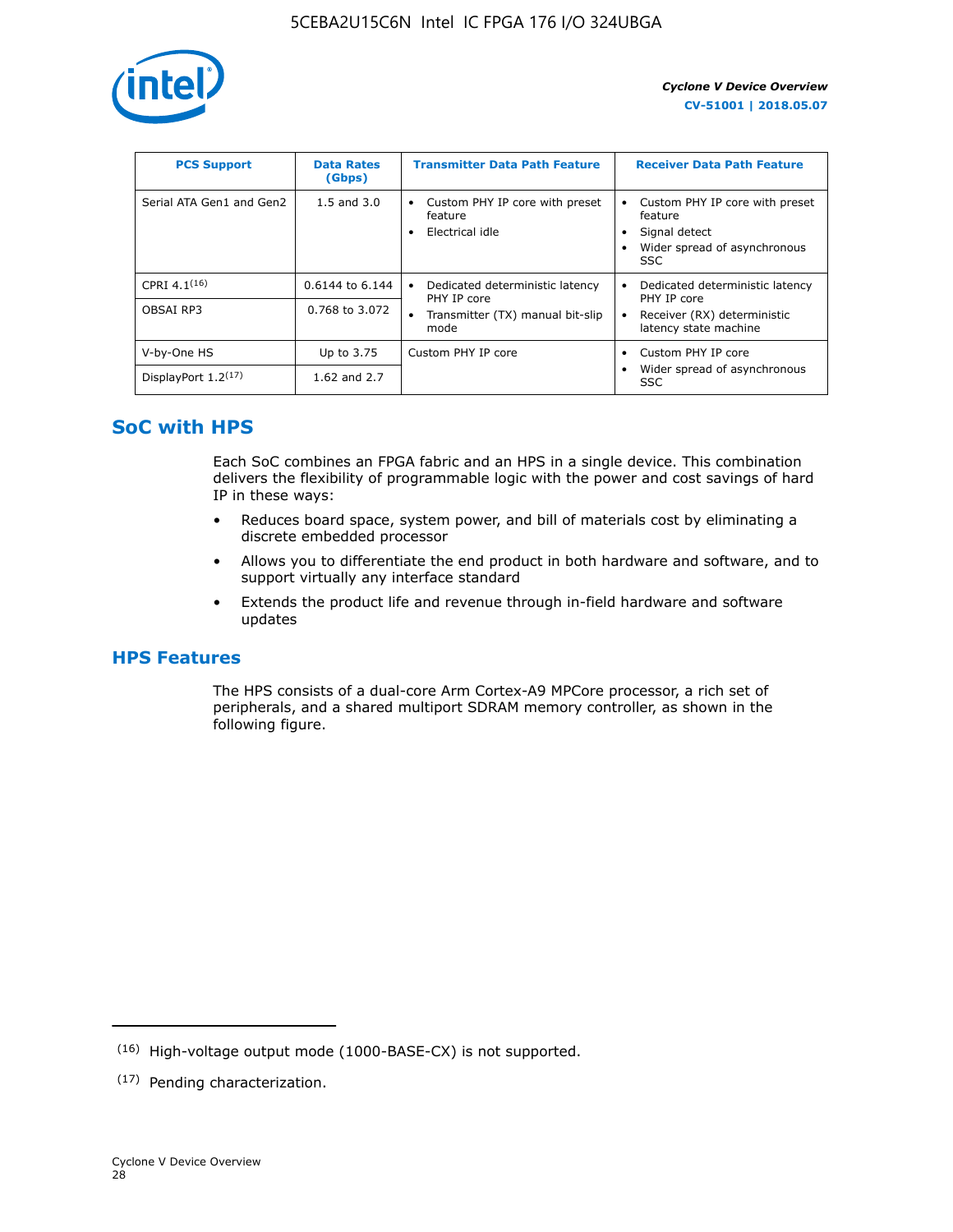| PCS Support | Data Rates (Gbps) | Transmitter Data Path Feature | Receiver Data Path Feature |
| --- | --- | --- | --- |
| Serial ATA Gen1 and Gen2 | 1.5 and 3.0 | • Custom PHY IP core with preset feature<br>• Electrical idle | • Custom PHY IP core with preset feature<br>• Signal detect<br>• Wider spread of asynchronous SSC |
| CPRI 4.1[16] | 0.6144 to 6.144 | • Dedicated deterministic latency PHY IP core<br>• Transmitter (TX) manual bit-slip mode | • Dedicated deterministic latency PHY IP core<br>• Receiver (RX) deterministic latency state machine |
| OBSAI RP3 | 0.768 to 3.072 | | |
| V-by-One HS | Up to 3.75 | Custom PHY IP core | • Custom PHY IP core<br>• Wider spread of asynchronous SSC |
| DisplayPort 1.2[17] | 1.62 and 2.7 | | |

## SoC with HPS

Each SoC combines an FPGA fabric and an HPS in a single device. This combination delivers the flexibility of programmable logic with the power and cost savings of hard IP in these ways:

- Reduces board space, system power, and bill of materials cost by eliminating a discrete embedded processor
- Allows you to differentiate the end product in both hardware and software, and to support virtually any interface standard
- Extends the product life and revenue through in-field hardware and software updates

## HPS Features

The HPS consists of a dual-core Arm Cortex-A9 MPCore processor, a rich set of peripherals, and a shared multiport SDRAM memory controller, as shown in the following figure.

(16) High-voltage output mode (1000-BASE-CX) is not supported.

(17) Pending characterization.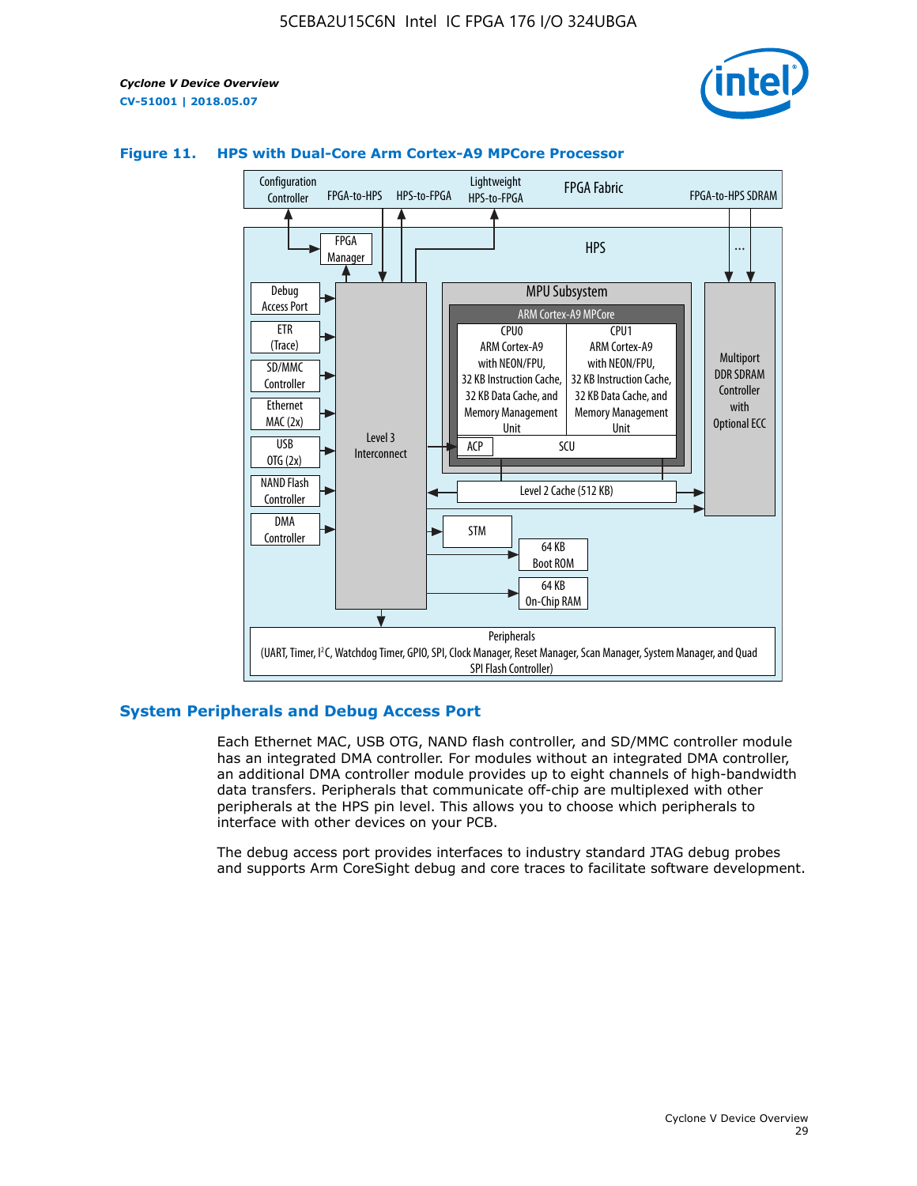**Figure 11. HPS with Dual-Core Arm Cortex-A9 MPCore Processor**

## System Peripherals and Debug Access Port

Each Ethernet MAC, USB OTG, NAND flash controller, and SD/MMC controller module has an integrated DMA controller. For modules without an integrated DMA controller, an additional DMA controller module provides up to eight channels of high-bandwidth data transfers. Peripherals that communicate off-chip are multiplexed with other peripherals at the HPS pin level. This allows you to choose which peripherals to interface with other devices on your PCB.

The debug access port provides interfaces to industry standard JTAG debug probes and supports Arm CoreSight debug and core traces to facilitate software development.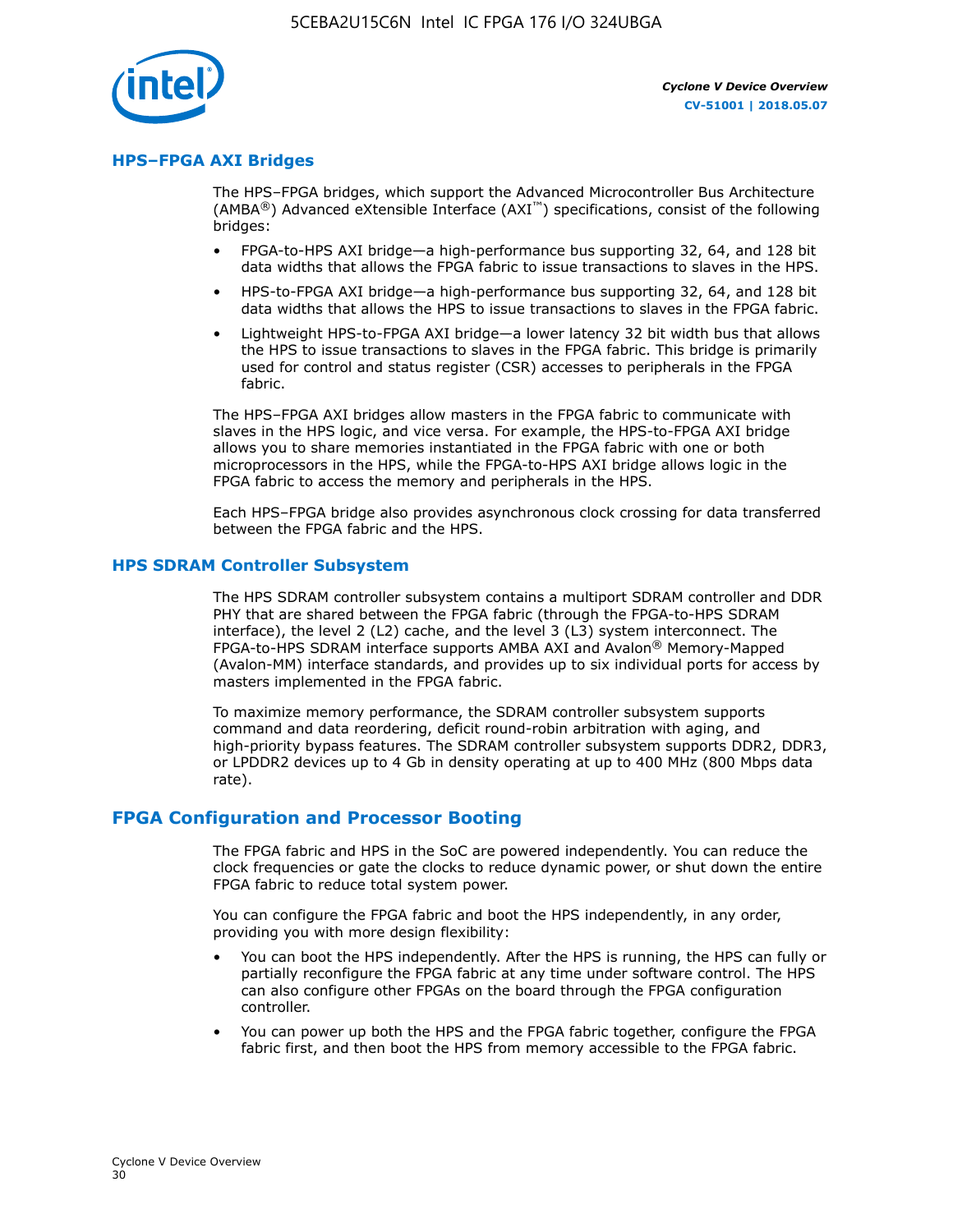## HPS–FPGA AXI Bridges

The HPS–FPGA bridges, which support the Advanced Microcontroller Bus Architecture (AMBA®) Advanced eXtensible Interface (AXI™) specifications, consist of the following bridges:

- FPGA-to-HPS AXI bridge—a high-performance bus supporting 32, 64, and 128 bit data widths that allows the FPGA fabric to issue transactions to slaves in the HPS.
- HPS-to-FPGA AXI bridge—a high-performance bus supporting 32, 64, and 128 bit data widths that allows the HPS to issue transactions to slaves in the FPGA fabric.
- Lightweight HPS-to-FPGA AXI bridge—a lower latency 32 bit width bus that allows the HPS to issue transactions to slaves in the FPGA fabric. This bridge is primarily used for control and status register (CSR) accesses to peripherals in the FPGA fabric.

The HPS–FPGA AXI bridges allow masters in the FPGA fabric to communicate with slaves in the HPS logic, and vice versa. For example, the HPS-to-FPGA AXI bridge allows you to share memories instantiated in the FPGA fabric with one or both microprocessors in the HPS, while the FPGA-to-HPS AXI bridge allows logic in the FPGA fabric to access the memory and peripherals in the HPS.

Each HPS–FPGA bridge also provides asynchronous clock crossing for data transferred between the FPGA fabric and the HPS.

## HPS SDRAM Controller Subsystem

The HPS SDRAM controller subsystem contains a multiport SDRAM controller and DDR PHY that are shared between the FPGA fabric (through the FPGA-to-HPS SDRAM interface), the level 2 (L2) cache, and the level 3 (L3) system interconnect. The FPGA-to-HPS SDRAM interface supports AMBA AXI and Avalon® Memory-Mapped (Avalon-MM) interface standards, and provides up to six individual ports for access by masters implemented in the FPGA fabric.

To maximize memory performance, the SDRAM controller subsystem supports command and data reordering, deficit round-robin arbitration with aging, and high-priority bypass features. The SDRAM controller subsystem supports DDR2, DDR3, or LPDDR2 devices up to 4 Gb in density operating at up to 400 MHz (800 Mbps data rate).

# FPGA Configuration and Processor Booting

The FPGA fabric and HPS in the SoC are powered independently. You can reduce the clock frequencies or gate the clocks to reduce dynamic power, or shut down the entire FPGA fabric to reduce total system power.

You can configure the FPGA fabric and boot the HPS independently, in any order, providing you with more design flexibility:

- You can boot the HPS independently. After the HPS is running, the HPS can fully or partially reconfigure the FPGA fabric at any time under software control. The HPS can also configure other FPGAs on the board through the FPGA configuration controller.
- You can power up both the HPS and the FPGA fabric together, configure the FPGA fabric first, and then boot the HPS from memory accessible to the FPGA fabric.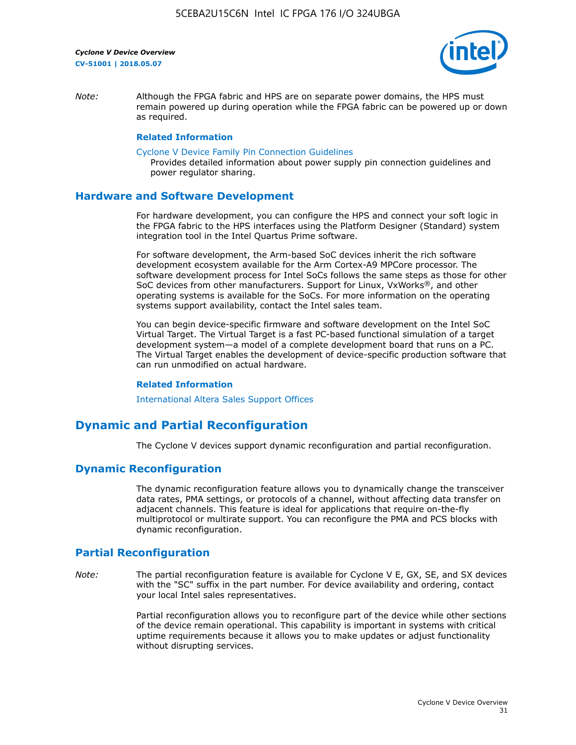*Note:* Although the FPGA fabric and HPS are on separate power domains, the HPS must remain powered up during operation while the FPGA fabric can be powered up or down as required.

**Related Information**

Cyclone V Device Family Pin Connection Guidelines
Provides detailed information about power supply pin connection guidelines and power regulator sharing.

## Hardware and Software Development

For hardware development, you can configure the HPS and connect your soft logic in the FPGA fabric to the HPS interfaces using the Platform Designer (Standard) system integration tool in the Intel Quartus Prime software.

For software development, the Arm-based SoC devices inherit the rich software development ecosystem available for the Arm Cortex-A9 MPCore processor. The software development process for Intel SoCs follows the same steps as those for other SoC devices from other manufacturers. Support for Linux, VxWorks®, and other operating systems is available for the SoCs. For more information on the operating systems support availability, contact the Intel sales team.

You can begin device-specific firmware and software development on the Intel SoC Virtual Target. The Virtual Target is a fast PC-based functional simulation of a target development system—a model of a complete development board that runs on a PC. The Virtual Target enables the development of device-specific production software that can run unmodified on actual hardware.

**Related Information**

International Altera Sales Support Offices

# Dynamic and Partial Reconfiguration

The Cyclone V devices support dynamic reconfiguration and partial reconfiguration.

## Dynamic Reconfiguration

The dynamic reconfiguration feature allows you to dynamically change the transceiver data rates, PMA settings, or protocols of a channel, without affecting data transfer on adjacent channels. This feature is ideal for applications that require on-the-fly multiprotocol or multirate support. You can reconfigure the PMA and PCS blocks with dynamic reconfiguration.

## Partial Reconfiguration

*Note:* The partial reconfiguration feature is available for Cyclone V E, GX, SE, and SX devices with the "SC" suffix in the part number. For device availability and ordering, contact your local Intel sales representatives.

Partial reconfiguration allows you to reconfigure part of the device while other sections of the device remain operational. This capability is important in systems with critical uptime requirements because it allows you to make updates or adjust functionality without disrupting services.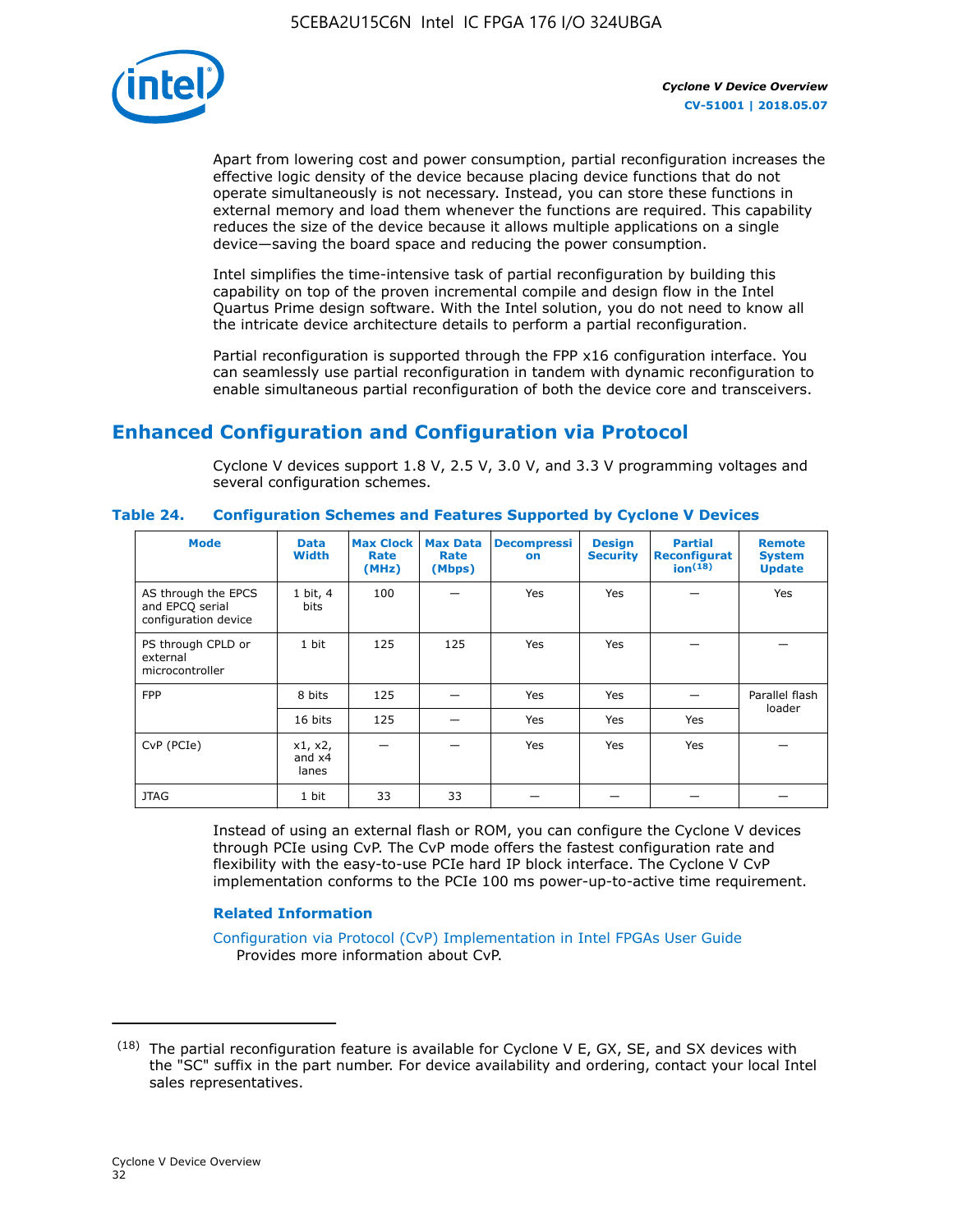Apart from lowering cost and power consumption, partial reconfiguration increases the effective logic density of the device because placing device functions that do not operate simultaneously is not necessary. Instead, you can store these functions in external memory and load them whenever the functions are required. This capability reduces the size of the device because it allows multiple applications on a single device—saving the board space and reducing the power consumption.

Intel simplifies the time-intensive task of partial reconfiguration by building this capability on top of the proven incremental compile and design flow in the Intel Quartus Prime design software. With the Intel solution, you do not need to know all the intricate device architecture details to perform a partial reconfiguration.

Partial reconfiguration is supported through the FPP x16 configuration interface. You can seamlessly use partial reconfiguration in tandem with dynamic reconfiguration to enable simultaneous partial reconfiguration of both the device core and transceivers.

## Enhanced Configuration and Configuration via Protocol

Cyclone V devices support 1.8 V, 2.5 V, 3.0 V, and 3.3 V programming voltages and several configuration schemes.

**Table 24. Configuration Schemes and Features Supported by Cyclone V Devices**

| Mode | Data Width | Max Clock Rate (MHz) | Max Data Rate (Mbps) | Decompression | Design Security | Partial Reconfiguration[18] | Remote System Update |
|---|---|---|---|---|---|---|---|
| AS through the EPCS and EPCQ serial configuration device | 1 bit, 4 bits | 100 | — | Yes | Yes | — | Yes |
| PS through CPLD or external microcontroller | 1 bit | 125 | 125 | Yes | Yes | — | — |
| FPP | 8 bits | 125 | — | Yes | Yes | — | Parallel flash loader |
| | 16 bits | 125 | — | Yes | Yes | Yes | |
| CvP (PCIe) | x1, x2, and x4 lanes | — | — | Yes | Yes | Yes | — |
| JTAG | 1 bit | 33 | 33 | — | — | — | — |

Instead of using an external flash or ROM, you can configure the Cyclone V devices through PCIe using CvP. The CvP mode offers the fastest configuration rate and flexibility with the easy-to-use PCIe hard IP block interface. The Cyclone V CvP implementation conforms to the PCIe 100 ms power-up-to-active time requirement.

### Related Information

Configuration via Protocol (CvP) Implementation in Intel FPGAs User Guide
Provides more information about CvP.

(18) The partial reconfiguration feature is available for Cyclone V E, GX, SE, and SX devices with the "SC" suffix in the part number. For device availability and ordering, contact your local Intel sales representatives.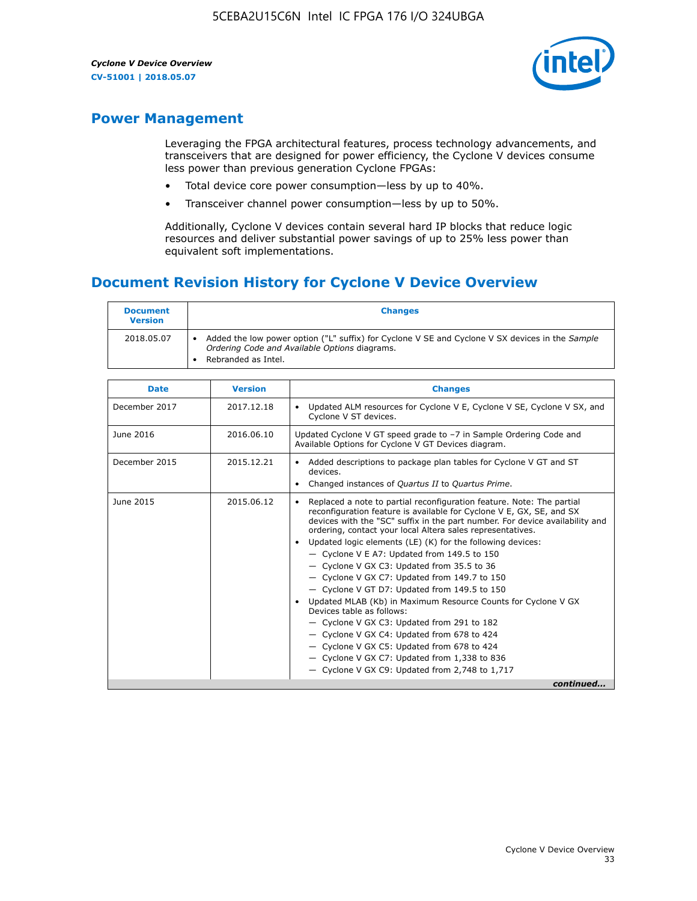## Power Management

Leveraging the FPGA architectural features, process technology advancements, and transceivers that are designed for power efficiency, the Cyclone V devices consume less power than previous generation Cyclone FPGAs:

- Total device core power consumption—less by up to 40%.
- Transceiver channel power consumption—less by up to 50%.

Additionally, Cyclone V devices contain several hard IP blocks that reduce logic resources and deliver substantial power savings of up to 25% less power than equivalent soft implementations.

## Document Revision History for Cyclone V Device Overview

| Document Version | Changes |
| --- | --- |
| 2018.05.07 | • Added the low power option ("L" suffix) for Cyclone V SE and Cyclone V SX devices in the *Sample Ordering Code and Available Options* diagrams.<br>• Rebranded as Intel. |

| Date | Version | Changes |
| --- | --- | --- |
| December 2017 | 2017.12.18 | • Updated ALM resources for Cyclone V E, Cyclone V SE, Cyclone V SX, and Cyclone V ST devices. |
| June 2016 | 2016.06.10 | Updated Cyclone V GT speed grade to −7 in Sample Ordering Code and Available Options for Cyclone V GT Devices diagram. |
| December 2015 | 2015.12.21 | • Added descriptions to package plan tables for Cyclone V GT and ST devices.<br>• Changed instances of *Quartus II* to *Quartus Prime*. |
| June 2015 | 2015.06.12 | • Replaced a note to partial reconfiguration feature. Note: The partial reconfiguration feature is available for Cyclone V E, GX, SE, and SX devices with the "SC" suffix in the part number. For device availability and ordering, contact your local Altera sales representatives.<br>• Updated logic elements (LE) (K) for the following devices:<br>— Cyclone V E A7: Updated from 149.5 to 150<br>— Cyclone V GX C3: Updated from 35.5 to 36<br>— Cyclone V GX C7: Updated from 149.7 to 150<br>— Cyclone V GT D7: Updated from 149.5 to 150<br>• Updated MLAB (Kb) in Maximum Resource Counts for Cyclone V GX Devices table as follows:<br>— Cyclone V GX C3: Updated from 291 to 182<br>— Cyclone V GX C4: Updated from 678 to 424<br>— Cyclone V GX C5: Updated from 678 to 424<br>— Cyclone V GX C7: Updated from 1,338 to 836<br>— Cyclone V GX C9: Updated from 2,748 to 1,717 |

*continued...*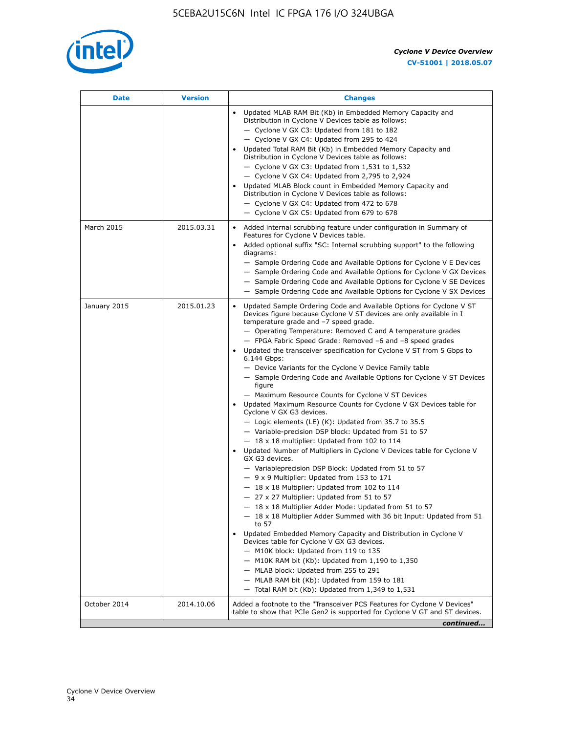| Date | Version | Changes |
|---|---|---|
| | | • Updated MLAB RAM Bit (Kb) in Embedded Memory Capacity and Distribution in Cyclone V Devices table as follows:<br>— Cyclone V GX C3: Updated from 181 to 182<br>— Cyclone V GX C4: Updated from 295 to 424<br>• Updated Total RAM Bit (Kb) in Embedded Memory Capacity and Distribution in Cyclone V Devices table as follows:<br>— Cyclone V GX C3: Updated from 1,531 to 1,532<br>— Cyclone V GX C4: Updated from 2,795 to 2,924<br>• Updated MLAB Block count in Embedded Memory Capacity and Distribution in Cyclone V Devices table as follows:<br>— Cyclone V GX C4: Updated from 472 to 678<br>— Cyclone V GX C5: Updated from 679 to 678 |
| March 2015 | 2015.03.31 | • Added internal scrubbing feature under configuration in Summary of Features for Cyclone V Devices table.<br>• Added optional suffix "SC: Internal scrubbing support" to the following diagrams:<br>— Sample Ordering Code and Available Options for Cyclone V E Devices<br>— Sample Ordering Code and Available Options for Cyclone V GX Devices<br>— Sample Ordering Code and Available Options for Cyclone V SE Devices<br>— Sample Ordering Code and Available Options for Cyclone V SX Devices |
| January 2015 | 2015.01.23 | • Updated Sample Ordering Code and Available Options for Cyclone V ST Devices figure because Cyclone V ST devices are only available in I temperature grade and –7 speed grade.<br>— Operating Temperature: Removed C and A temperature grades<br>— FPGA Fabric Speed Grade: Removed –6 and –8 speed grades<br>• Updated the transceiver specification for Cyclone V ST from 5 Gbps to 6.144 Gbps:<br>— Device Variants for the Cyclone V Device Family table<br>— Sample Ordering Code and Available Options for Cyclone V ST Devices figure<br>— Maximum Resource Counts for Cyclone V ST Devices<br>• Updated Maximum Resource Counts for Cyclone V GX Devices table for Cyclone V GX G3 devices.<br>— Logic elements (LE) (K): Updated from 35.7 to 35.5<br>— Variable-precision DSP block: Updated from 51 to 57<br>— 18 x 18 multiplier: Updated from 102 to 114<br>• Updated Number of Multipliers in Cyclone V Devices table for Cyclone V GX G3 devices.<br>— Variableprecision DSP Block: Updated from 51 to 57<br>— 9 x 9 Multiplier: Updated from 153 to 171<br>— 18 x 18 Multiplier: Updated from 102 to 114<br>— 27 x 27 Multiplier: Updated from 51 to 57<br>— 18 x 18 Multiplier Adder Mode: Updated from 51 to 57<br>— 18 x 18 Multiplier Adder Summed with 36 bit Input: Updated from 51 to 57<br>• Updated Embedded Memory Capacity and Distribution in Cyclone V Devices table for Cyclone V GX G3 devices.<br>— M10K block: Updated from 119 to 135<br>— M10K RAM bit (Kb): Updated from 1,190 to 1,350<br>— MLAB block: Updated from 255 to 291<br>— MLAB RAM bit (Kb): Updated from 159 to 181<br>— Total RAM bit (Kb): Updated from 1,349 to 1,531 |
| October 2014 | 2014.10.06 | Added a footnote to the "Transceiver PCS Features for Cyclone V Devices" table to show that PCIe Gen2 is supported for Cyclone V GT and ST devices. |

*continued...*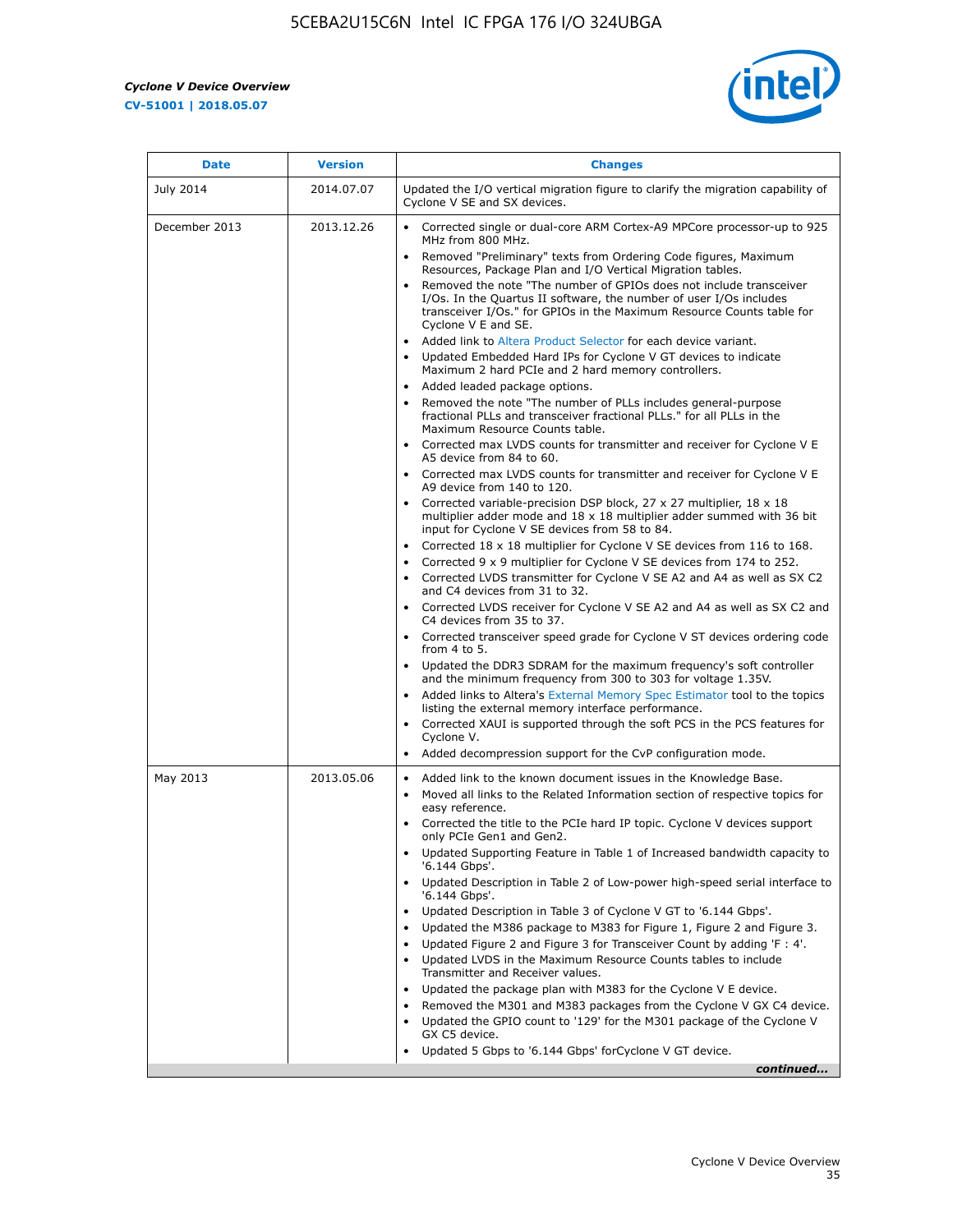| Date | Version | Changes |
| --- | --- | --- |
| July 2014 | 2014.07.07 | Updated the I/O vertical migration figure to clarify the migration capability of Cyclone V SE and SX devices. |
| December 2013 | 2013.12.26 | • Corrected single or dual-core ARM Cortex-A9 MPCore processor-up to 925 MHz from 800 MHz.<br>• Removed "Preliminary" texts from Ordering Code figures, Maximum Resources, Package Plan and I/O Vertical Migration tables.<br>• Removed the note "The number of GPIOs does not include transceiver I/Os. In the Quartus II software, the number of user I/Os includes transceiver I/Os." for GPIOs in the Maximum Resource Counts table for Cyclone V E and SE.<br>• Added link to Altera Product Selector for each device variant.<br>• Updated Embedded Hard IPs for Cyclone V GT devices to indicate Maximum 2 hard PCIe and 2 hard memory controllers.<br>• Added leaded package options.<br>• Removed the note "The number of PLLs includes general-purpose fractional PLLs and transceiver fractional PLLs." for all PLLs in the Maximum Resource Counts table.<br>• Corrected max LVDS counts for transmitter and receiver for Cyclone V E A5 device from 84 to 60.<br>• Corrected max LVDS counts for transmitter and receiver for Cyclone V E A9 device from 140 to 120.<br>• Corrected variable-precision DSP block, 27 x 27 multiplier, 18 x 18 multiplier adder mode and 18 x 18 multiplier adder summed with 36 bit input for Cyclone V SE devices from 58 to 84.<br>• Corrected 18 x 18 multiplier for Cyclone V SE devices from 116 to 168.<br>• Corrected 9 x 9 multiplier for Cyclone V SE devices from 174 to 252.<br>• Corrected LVDS transmitter for Cyclone V SE A2 and A4 as well as SX C2 and C4 devices from 31 to 32.<br>• Corrected LVDS receiver for Cyclone V SE A2 and A4 as well as SX C2 and C4 devices from 35 to 37.<br>• Corrected transceiver speed grade for Cyclone V ST devices ordering code from 4 to 5.<br>• Updated the DDR3 SDRAM for the maximum frequency's soft controller and the minimum frequency from 300 to 303 for voltage 1.35V.<br>• Added links to Altera's External Memory Spec Estimator tool to the topics listing the external memory interface performance.<br>• Corrected XAUI is supported through the soft PCS in the PCS features for Cyclone V.<br>• Added decompression support for the CvP configuration mode. |
| May 2013 | 2013.05.06 | • Added link to the known document issues in the Knowledge Base.<br>• Moved all links to the Related Information section of respective topics for easy reference.<br>• Corrected the title to the PCIe hard IP topic. Cyclone V devices support only PCIe Gen1 and Gen2.<br>• Updated Supporting Feature in Table 1 of Increased bandwidth capacity to '6.144 Gbps'.<br>• Updated Description in Table 2 of Low-power high-speed serial interface to '6.144 Gbps'.<br>• Updated Description in Table 3 of Cyclone V GT to '6.144 Gbps'.<br>• Updated the M386 package to M383 for Figure 1, Figure 2 and Figure 3.<br>• Updated Figure 2 and Figure 3 for Transceiver Count by adding 'F : 4'.<br>• Updated LVDS in the Maximum Resource Counts tables to include Transmitter and Receiver values.<br>• Updated the package plan with M383 for the Cyclone V E device.<br>• Removed the M301 and M383 packages from the Cyclone V GX C4 device.<br>• Updated the GPIO count to '129' for the M301 package of the Cyclone V GX C5 device.<br>• Updated 5 Gbps to '6.144 Gbps' forCyclone V GT device. |

*continued...*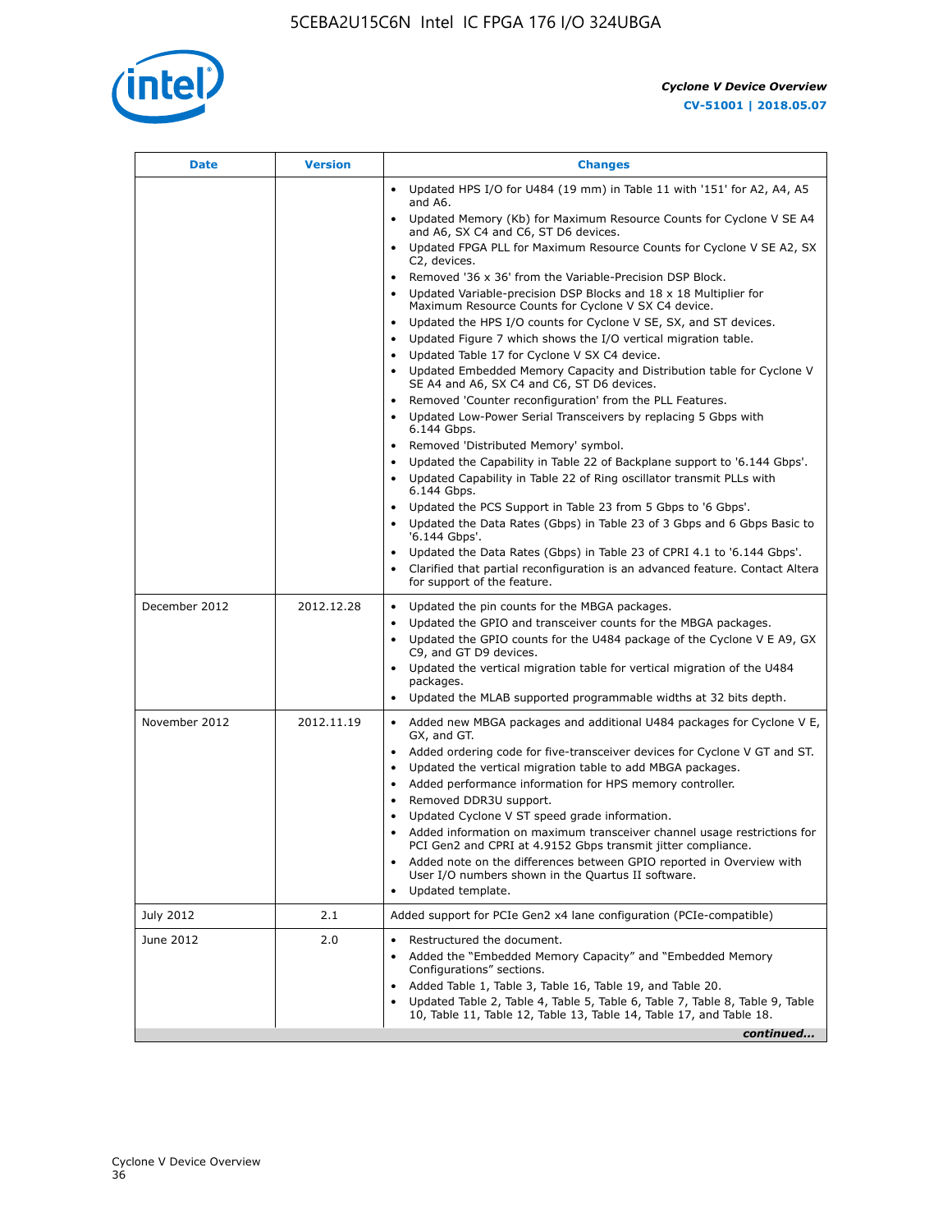| Date | Version | Changes |
|---|---|---|
| | | • Updated HPS I/O for U484 (19 mm) in Table 11 with '151' for A2, A4, A5 and A6.<br>• Updated Memory (Kb) for Maximum Resource Counts for Cyclone V SE A4 and A6, SX C4 and C6, ST D6 devices.<br>• Updated FPGA PLL for Maximum Resource Counts for Cyclone V SE A2, SX C2, devices.<br>• Removed '36 x 36' from the Variable-Precision DSP Block.<br>• Updated Variable-precision DSP Blocks and 18 x 18 Multiplier for Maximum Resource Counts for Cyclone V SX C4 device.<br>• Updated the HPS I/O counts for Cyclone V SE, SX, and ST devices.<br>• Updated Figure 7 which shows the I/O vertical migration table.<br>• Updated Table 17 for Cyclone V SX C4 device.<br>• Updated Embedded Memory Capacity and Distribution table for Cyclone V SE A4 and A6, SX C4 and C6, ST D6 devices.<br>• Removed 'Counter reconfiguration' from the PLL Features.<br>• Updated Low-Power Serial Transceivers by replacing 5 Gbps with 6.144 Gbps.<br>• Removed 'Distributed Memory' symbol.<br>• Updated the Capability in Table 22 of Backplane support to '6.144 Gbps'.<br>• Updated Capability in Table 22 of Ring oscillator transmit PLLs with 6.144 Gbps.<br>• Updated the PCS Support in Table 23 from 5 Gbps to '6 Gbps'.<br>• Updated the Data Rates (Gbps) in Table 23 of 3 Gbps and 6 Gbps Basic to '6.144 Gbps'.<br>• Updated the Data Rates (Gbps) in Table 23 of CPRI 4.1 to '6.144 Gbps'.<br>• Clarified that partial reconfiguration is an advanced feature. Contact Altera for support of the feature. |
| December 2012 | 2012.12.28 | • Updated the pin counts for the MBGA packages.<br>• Updated the GPIO and transceiver counts for the MBGA packages.<br>• Updated the GPIO counts for the U484 package of the Cyclone V E A9, GX C9, and GT D9 devices.<br>• Updated the vertical migration table for vertical migration of the U484 packages.<br>• Updated the MLAB supported programmable widths at 32 bits depth. |
| November 2012 | 2012.11.19 | • Added new MBGA packages and additional U484 packages for Cyclone V E, GX, and GT.<br>• Added ordering code for five-transceiver devices for Cyclone V GT and ST.<br>• Updated the vertical migration table to add MBGA packages.<br>• Added performance information for HPS memory controller.<br>• Removed DDR3U support.<br>• Updated Cyclone V ST speed grade information.<br>• Added information on maximum transceiver channel usage restrictions for PCI Gen2 and CPRI at 4.9152 Gbps transmit jitter compliance.<br>• Added note on the differences between GPIO reported in Overview with User I/O numbers shown in the Quartus II software.<br>• Updated template. |
| July 2012 | 2.1 | Added support for PCIe Gen2 x4 lane configuration (PCIe-compatible) |
| June 2012 | 2.0 | • Restructured the document.<br>• Added the "Embedded Memory Capacity" and "Embedded Memory Configurations" sections.<br>• Added Table 1, Table 3, Table 16, Table 19, and Table 20.<br>• Updated Table 2, Table 4, Table 5, Table 6, Table 7, Table 8, Table 9, Table 10, Table 11, Table 12, Table 13, Table 14, Table 17, and Table 18. |

*continued...*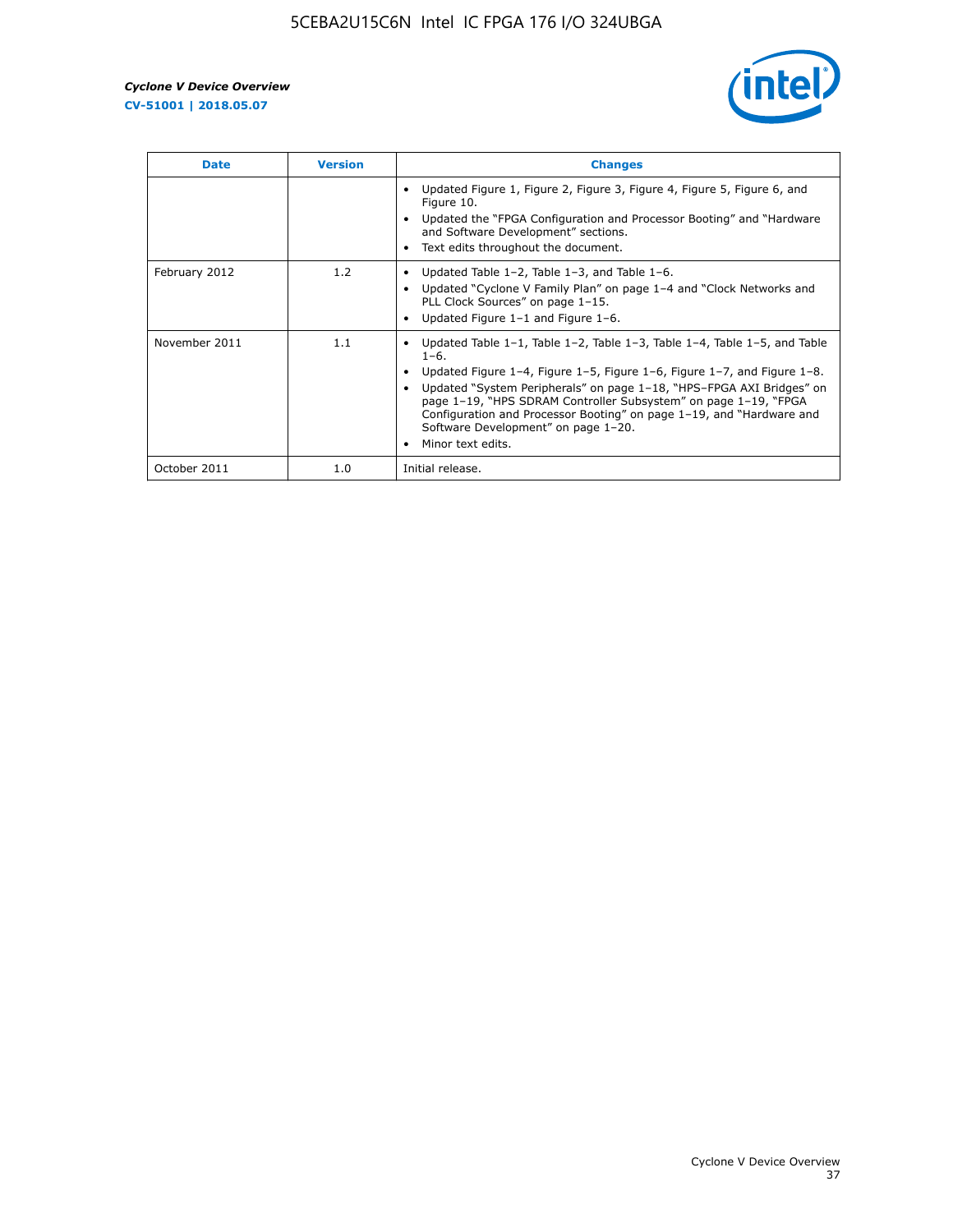| Date | Version | Changes |
| --- | --- | --- |
| | | • Updated Figure 1, Figure 2, Figure 3, Figure 4, Figure 5, Figure 6, and Figure 10. • Updated the "FPGA Configuration and Processor Booting" and "Hardware and Software Development" sections. • Text edits throughout the document. |
| February 2012 | 1.2 | • Updated Table 1–2, Table 1–3, and Table 1–6. • Updated "Cyclone V Family Plan" on page 1–4 and "Clock Networks and PLL Clock Sources" on page 1–15. • Updated Figure 1–1 and Figure 1–6. |
| November 2011 | 1.1 | • Updated Table 1–1, Table 1–2, Table 1–3, Table 1–4, Table 1–5, and Table 1–6. • Updated Figure 1–4, Figure 1–5, Figure 1–6, Figure 1–7, and Figure 1–8. • Updated "System Peripherals" on page 1–18, "HPS–FPGA AXI Bridges" on page 1–19, "HPS SDRAM Controller Subsystem" on page 1–19, "FPGA Configuration and Processor Booting" on page 1–19, and "Hardware and Software Development" on page 1–20. • Minor text edits. |
| October 2011 | 1.0 | Initial release. |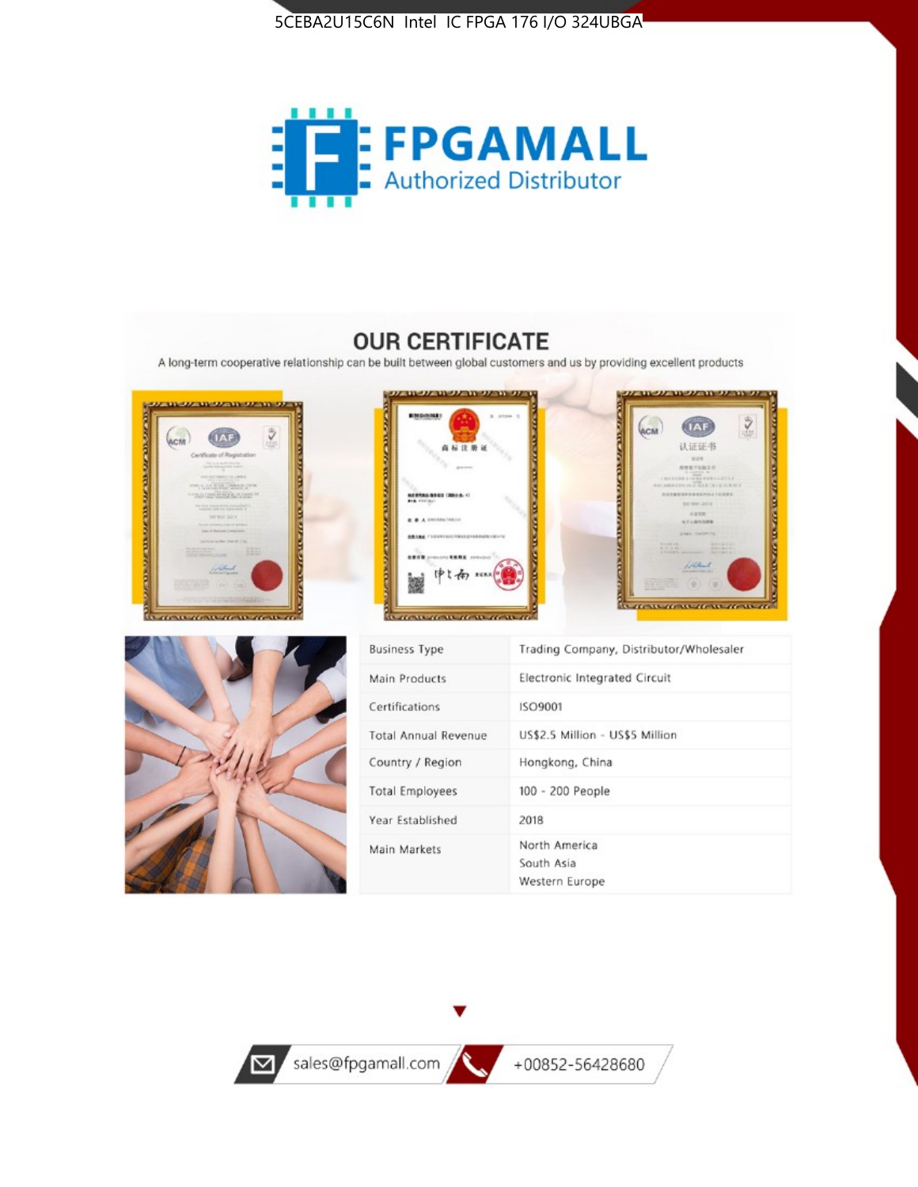FPGAMALL

Authorized Distributor

## OUR CERTIFICATE

A long-term cooperative relationship can be built between global customers and us by providing excellent products

| | |
|---|---|
| Business Type | Trading Company, Distributor/Wholesaler |
| Main Products | Electronic Integrated Circuit |
| Certifications | ISO9001 |
| Total Annual Revenue | US$2.5 Million - US$5 Million |
| Country / Region | Hongkong, China |
| Total Employees | 100 - 200 People |
| Year Established | 2018 |
| Main Markets | North America<br>South Asia<br>Western Europe |

sales@fpgamall.com

+00852-56428680